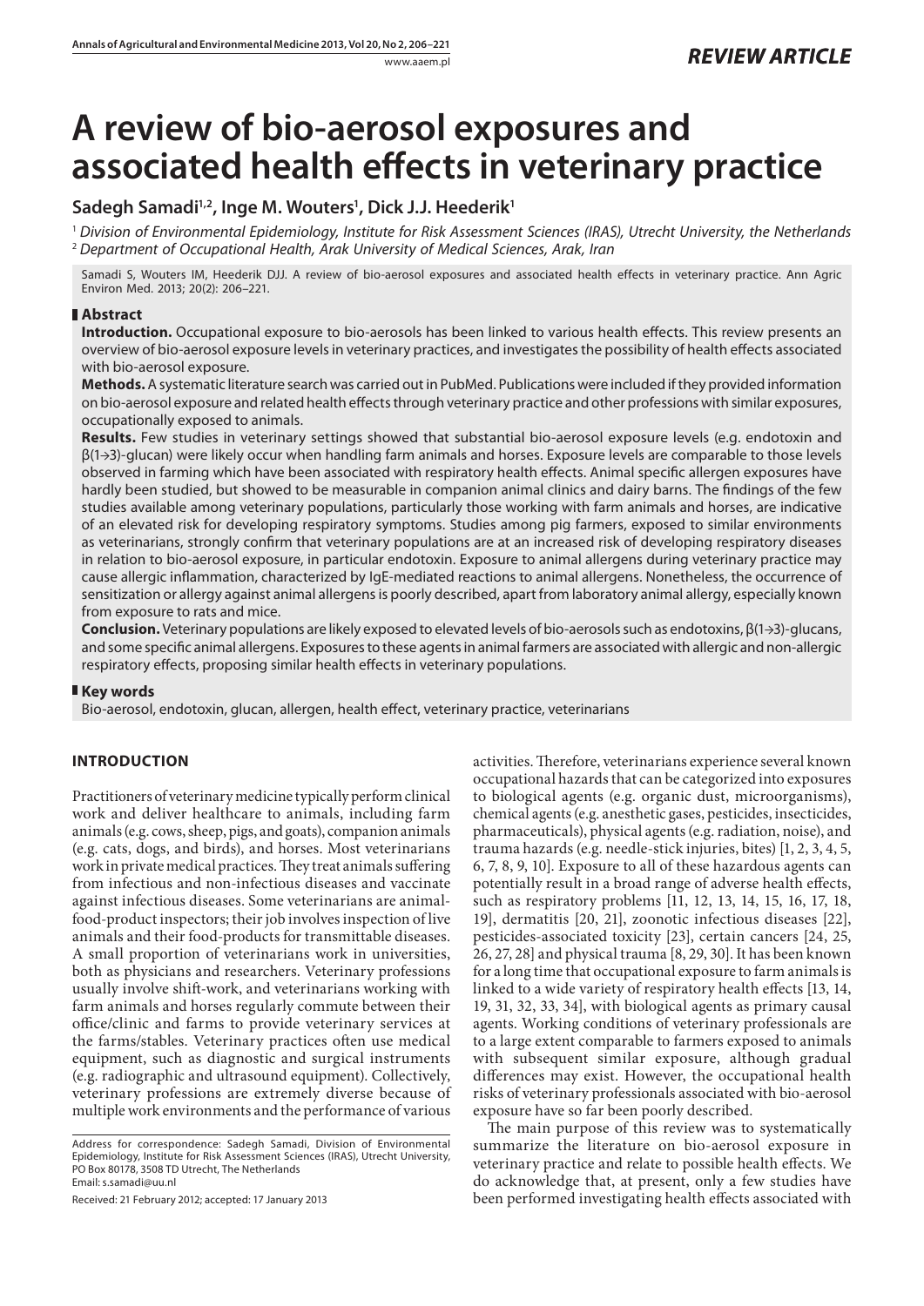# A review of bio-aerosol exposures and associated health effects in veterinary practice

**Sadegh Samadi[1,2], Inge M. Wouters[1], Dick J.J. Heederik[1]**

[1] *Division of Environmental Epidemiology, Institute for Risk Assessment Sciences (IRAS), Utrecht University, the Netherlands*
[2] *Department of Occupational Health, Arak University of Medical Sciences, Arak, Iran*

Samadi S, Wouters IM, Heederik DJJ. A review of bio-aerosol exposures and associated health effects in veterinary practice. Ann Agric Environ Med. 2013; 20(2): 206–221.

## Abstract

**Introduction.** Occupational exposure to bio-aerosols has been linked to various health effects. This review presents an overview of bio-aerosol exposure levels in veterinary practices, and investigates the possibility of health effects associated with bio-aerosol exposure.

**Methods.** A systematic literature search was carried out in PubMed. Publications were included if they provided information on bio-aerosol exposure and related health effects through veterinary practice and other professions with similar exposures, occupationally exposed to animals.

**Results.** Few studies in veterinary settings showed that substantial bio-aerosol exposure levels (e.g. endotoxin and β(1→3)-glucan) were likely occur when handling farm animals and horses. Exposure levels are comparable to those levels observed in farming which have been associated with respiratory health effects. Animal specific allergen exposures have hardly been studied, but showed to be measurable in companion animal clinics and dairy barns. The findings of the few studies available among veterinary populations, particularly those working with farm animals and horses, are indicative of an elevated risk for developing respiratory symptoms. Studies among pig farmers, exposed to similar environments as veterinarians, strongly confirm that veterinary populations are at an increased risk of developing respiratory diseases in relation to bio-aerosol exposure, in particular endotoxin. Exposure to animal allergens during veterinary practice may cause allergic inflammation, characterized by IgE-mediated reactions to animal allergens. Nonetheless, the occurrence of sensitization or allergy against animal allergens is poorly described, apart from laboratory animal allergy, especially known from exposure to rats and mice.

**Conclusion.** Veterinary populations are likely exposed to elevated levels of bio-aerosols such as endotoxins, β(1→3)-glucans, and some specific animal allergens. Exposures to these agents in animal farmers are associated with allergic and non-allergic respiratory effects, proposing similar health effects in veterinary populations.

## Key words

Bio-aerosol, endotoxin, glucan, allergen, health effect, veterinary practice, veterinarians

## INTRODUCTION

Practitioners of veterinary medicine typically perform clinical work and deliver healthcare to animals, including farm animals (e.g. cows, sheep, pigs, and goats), companion animals (e.g. cats, dogs, and birds), and horses. Most veterinarians work in private medical practices. They treat animals suffering from infectious and non-infectious diseases and vaccinate against infectious diseases. Some veterinarians are animal-food-product inspectors; their job involves inspection of live animals and their food-products for transmittable diseases. A small proportion of veterinarians work in universities, both as physicians and researchers. Veterinary professions usually involve shift-work, and veterinarians working with farm animals and horses regularly commute between their office/clinic and farms to provide veterinary services at the farms/stables. Veterinary practices often use medical equipment, such as diagnostic and surgical instruments (e.g. radiographic and ultrasound equipment). Collectively, veterinary professions are extremely diverse because of multiple work environments and the performance of various activities. Therefore, veterinarians experience several known occupational hazards that can be categorized into exposures to biological agents (e.g. organic dust, microorganisms), chemical agents (e.g. anesthetic gases, pesticides, insecticides, pharmaceuticals), physical agents (e.g. radiation, noise), and trauma hazards (e.g. needle-stick injuries, bites) [1, 2, 3, 4, 5, 6, 7, 8, 9, 10]. Exposure to all of these hazardous agents can potentially result in a broad range of adverse health effects, such as respiratory problems [11, 12, 13, 14, 15, 16, 17, 18, 19], dermatitis [20, 21], zoonotic infectious diseases [22], pesticides-associated toxicity [23], certain cancers [24, 25, 26, 27, 28] and physical trauma [8, 29, 30]. It has been known for a long time that occupational exposure to farm animals is linked to a wide variety of respiratory health effects [13, 14, 19, 31, 32, 33, 34], with biological agents as primary causal agents. Working conditions of veterinary professionals are to a large extent comparable to farmers exposed to animals with subsequent similar exposure, although gradual differences may exist. However, the occupational health risks of veterinary professionals associated with bio-aerosol exposure have so far been poorly described.

The main purpose of this review was to systematically summarize the literature on bio-aerosol exposure in veterinary practice and relate to possible health effects. We do acknowledge that, at present, only a few studies have been performed investigating health effects associated with

Address for correspondence: Sadegh Samadi, Division of Environmental Epidemiology, Institute for Risk Assessment Sciences (IRAS), Utrecht University, PO Box 80178, 3508 TD Utrecht, The Netherlands
Email: s.samadi@uu.nl

Received: 21 February 2012; accepted: 17 January 2013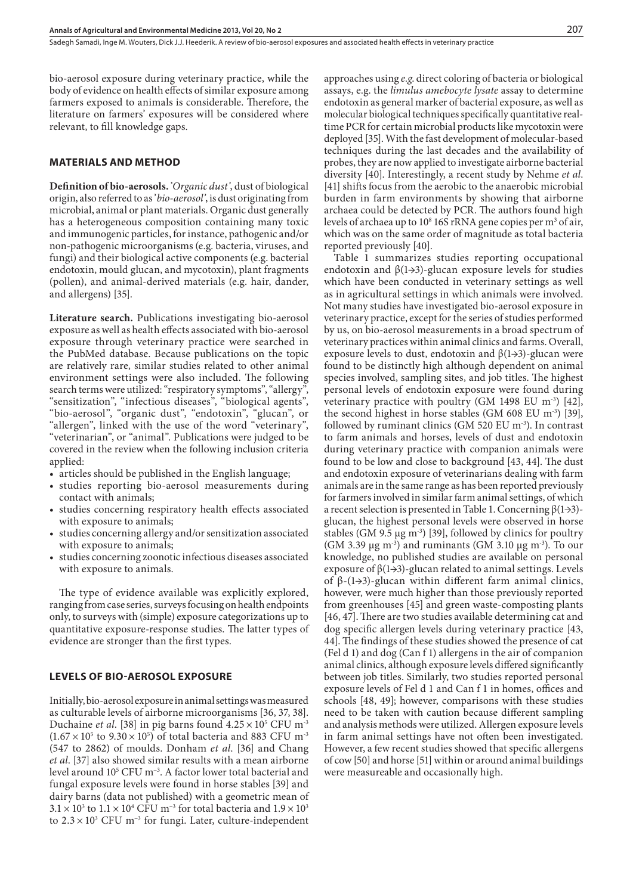bio-aerosol exposure during veterinary practice, while the body of evidence on health effects of similar exposure among farmers exposed to animals is considerable. Therefore, the literature on farmers' exposures will be considered where relevant, to fill knowledge gaps.

## MATERIALS AND METHOD

**Definition of bio-aerosols.** '*Organic dust*', dust of biological origin, also referred to as '*bio-aerosol*', is dust originating from microbial, animal or plant materials. Organic dust generally has a heterogeneous composition containing many toxic and immunogenic particles, for instance, pathogenic and/or non-pathogenic microorganisms (e.g. bacteria, viruses, and fungi) and their biological active components (e.g. bacterial endotoxin, mould glucan, and mycotoxin), plant fragments (pollen), and animal-derived materials (e.g. hair, dander, and allergens) [35].

**Literature search.** Publications investigating bio-aerosol exposure as well as health effects associated with bio-aerosol exposure through veterinary practice were searched in the PubMed database. Because publications on the topic are relatively rare, similar studies related to other animal environment settings were also included. The following search terms were utilized: "respiratory symptoms", "allergy", "sensitization", "infectious diseases", "biological agents", "bio-aerosol", "organic dust", "endotoxin", "glucan", or "allergen", linked with the use of the word "veterinary", "veterinarian", or "animal". Publications were judged to be covered in the review when the following inclusion criteria applied:

- articles should be published in the English language;
- studies reporting bio-aerosol measurements during contact with animals;
- studies concerning respiratory health effects associated with exposure to animals;
- studies concerning allergy and/or sensitization associated with exposure to animals;
- studies concerning zoonotic infectious diseases associated with exposure to animals.

The type of evidence available was explicitly explored, ranging from case series, surveys focusing on health endpoints only, to surveys with (simple) exposure categorizations up to quantitative exposure-response studies. The latter types of evidence are stronger than the first types.

## LEVELS OF BIO-AEROSOL EXPOSURE

Initially, bio-aerosol exposure in animal settings was measured as culturable levels of airborne microorganisms [36, 37, 38]. Duchaine *et al.* [38] in pig barns found $4.25 \times 10^5$ CFU m$^{-3}$ ($1.67 \times 10^5$ to $9.30 \times 10^5$) of total bacteria and 883 CFU m$^{-3}$ (547 to 2862) of moulds. Donham *et al.* [36] and Chang *et al.* [37] also showed similar results with a mean airborne level around $10^5$ CFU m$^{-3}$. A factor lower total bacterial and fungal exposure levels were found in horse stables [39] and dairy barns (data not published) with a geometric mean of $3.1 \times 10^3$ to $1.1 \times 10^4$ CFU m$^{-3}$ for total bacteria and $1.9 \times 10^3$ to $2.3 \times 10^3$ CFU m$^{-3}$ for fungi. Later, culture-independent approaches using *e.g.* direct coloring of bacteria or biological assays, e.g. the *limulus amebocyte lysate* assay to determine endotoxin as general marker of bacterial exposure, as well as molecular biological techniques specifically quantitative real-time PCR for certain microbial products like mycotoxin were deployed [35]. With the fast development of molecular-based techniques during the last decades and the availability of probes, they are now applied to investigate airborne bacterial diversity [40]. Interestingly, a recent study by Nehme *et al.* [41] shifts focus from the aerobic to the anaerobic microbial burden in farm environments by showing that airborne archaea could be detected by PCR. The authors found high levels of archaea up to $10^8$ 16S rRNA gene copies per m$^3$ of air, which was on the same order of magnitude as total bacteria reported previously [40].

Table 1 summarizes studies reporting occupational endotoxin and β(1→3)-glucan exposure levels for studies which have been conducted in veterinary settings as well as in agricultural settings in which animals were involved. Not many studies have investigated bio-aerosol exposure in veterinary practice, except for the series of studies performed by us, on bio-aerosol measurements in a broad spectrum of veterinary practices within animal clinics and farms. Overall, exposure levels to dust, endotoxin and β(1→3)-glucan were found to be distinctly high although dependent on animal species involved, sampling sites, and job titles. The highest personal levels of endotoxin exposure were found during veterinary practice with poultry (GM 1498 EU m$^{-3}$) [42], the second highest in horse stables (GM 608 EU m$^{-3}$) [39], followed by ruminant clinics (GM 520 EU m$^{-3}$). In contrast to farm animals and horses, levels of dust and endotoxin during veterinary practice with companion animals were found to be low and close to background [43, 44]. The dust and endotoxin exposure of veterinarians dealing with farm animals are in the same range as has been reported previously for farmers involved in similar farm animal settings, of which a recent selection is presented in Table 1. Concerning β(1→3)-glucan, the highest personal levels were observed in horse stables (GM 9.5 μg m$^{-3}$) [39], followed by clinics for poultry (GM 3.39 μg m$^{-3}$) and ruminants (GM 3.10 μg m$^{-3}$). To our knowledge, no published studies are available on personal exposure of β(1→3)-glucan related to animal settings. Levels of β-(1→3)-glucan within different farm animal clinics, however, were much higher than those previously reported from greenhouses [45] and green waste-composting plants [46, 47]. There are two studies available determining cat and dog specific allergen levels during veterinary practice [43, 44]. The findings of these studies showed the presence of cat (Fel d 1) and dog (Can f 1) allergens in the air of companion animal clinics, although exposure levels differed significantly between job titles. Similarly, two studies reported personal exposure levels of Fel d 1 and Can f 1 in homes, offices and schools [48, 49]; however, comparisons with these studies need to be taken with caution because different sampling and analysis methods were utilized. Allergen exposure levels in farm animal settings have not often been investigated. However, a few recent studies showed that specific allergens of cow [50] and horse [51] within or around animal buildings were measureable and occasionally high.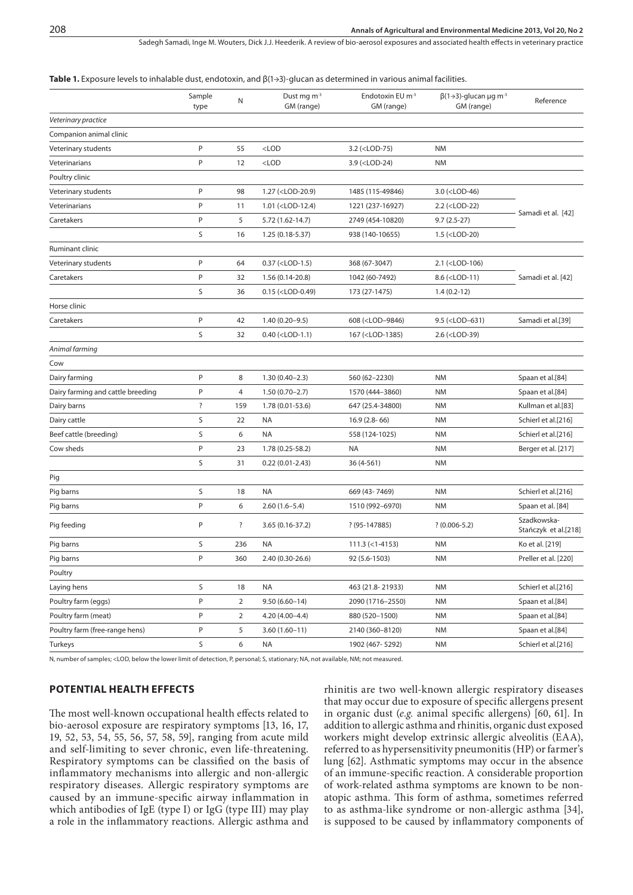**Table 1.** Exposure levels to inhalable dust, endotoxin, and β(1→3)-glucan as determined in various animal facilities.

| | Sample type | N | Dust mg m$^{-3}$ GM (range) | Endotoxin EU m$^{-3}$ GM (range) | β(1→3)-glucan μg m$^{-3}$ GM (range) | Reference |
|---|---|---|---|---|---|---|
| *Veterinary practice* | | | | | | |
| Companion animal clinic | | | | | | |
| Veterinary students | P | 55 | <LOD | 3.2 (<LOD-75) | NM | |
| Veterinarians | P | 12 | <LOD | 3.9 (<LOD-24) | NM | |
| Poultry clinic | | | | | | |
| Veterinary students | P | 98 | 1.27 (<LOD-20.9) | 1485 (115-49846) | 3.0 (<LOD-46) | Samadi et al. [42] |
| Veterinarians | P | 11 | 1.01 (<LOD-12.4) | 1221 (237-16927) | 2.2 (<LOD-22) | |
| Caretakers | P | 5 | 5.72 (1.62-14.7) | 2749 (454-10820) | 9.7 (2.5-27) | |
| | S | 16 | 1.25 (0.18-5.37) | 938 (140-10655) | 1.5 (<LOD-20) | |
| Ruminant clinic | | | | | | |
| Veterinary students | P | 64 | 0.37 (<LOD-1.5) | 368 (67-3047) | 2.1 (<LOD-106) | Samadi et al. [42] |
| Caretakers | P | 32 | 1.56 (0.14-20.8) | 1042 (60-7492) | 8.6 (<LOD-11) | |
| | S | 36 | 0.15 (<LOD-0.49) | 173 (27-1475) | 1.4 (0.2-12) | |
| Horse clinic | | | | | | |
| Caretakers | P | 42 | 1.40 (0.20–9.5) | 608 (<LOD–9846) | 9.5 (<LOD–631) | Samadi et al.[39] |
| | S | 32 | 0.40 (<LOD-1.1) | 167 (<LOD-1385) | 2.6 (<LOD-39) | |
| *Animal farming* | | | | | | |
| Cow | | | | | | |
| Dairy farming | P | 8 | 1.30 (0.40–2.3) | 560 (62–2230) | NM | Spaan et al.[84] |
| Dairy farming and cattle breeding | P | 4 | 1.50 (0.70–2.7) | 1570 (444–3860) | NM | Spaan et al.[84] |
| Dairy barns | ? | 159 | 1.78 (0.01-53.6) | 647 (25.4-34800) | NM | Kullman et al.[83] |
| Dairy cattle | S | 22 | NA | 16.9 (2.8- 66) | NM | Schierl et al.[216] |
| Beef cattle (breeding) | S | 6 | NA | 558 (124-1025) | NM | Schierl et al.[216] |
| Cow sheds | P | 23 | 1.78 (0.25-58.2) | NA | NM | Berger et al. [217] |
| | S | 31 | 0.22 (0.01-2.43) | 36 (4-561) | NM | |
| Pig | | | | | | |
| Pig barns | S | 18 | NA | 669 (43- 7469) | NM | Schierl et al.[216] |
| Pig barns | P | 6 | 2.60 (1.6–5.4) | 1510 (992–6970) | NM | Spaan et al. [84] |
| Pig feeding | P | ? | 3.65 (0.16-37.2) | ? (95-147885) | ? (0.006-5.2) | Szadkowska-Stańczyk et al.[218] |
| Pig barns | S | 236 | NA | 111.3 (<1-4153) | NM | Ko et al. [219] |
| Pig barns | P | 360 | 2.40 (0.30-26.6) | 92 (5.6-1503) | NM | Preller et al. [220] |
| Poultry | | | | | | |
| Laying hens | S | 18 | NA | 463 (21.8- 21933) | NM | Schierl et al.[216] |
| Poultry farm (eggs) | P | 2 | 9.50 (6.60–14) | 2090 (1716–2550) | NM | Spaan et al.[84] |
| Poultry farm (meat) | P | 2 | 4.20 (4.00–4.4) | 880 (520–1500) | NM | Spaan et al.[84] |
| Poultry farm (free-range hens) | P | 5 | 3.60 (1.60–11) | 2140 (360–8120) | NM | Spaan et al.[84] |
| Turkeys | S | 6 | NA | 1902 (467- 5292) | NM | Schierl et al.[216] |

N, number of samples; <LOD, below the lower limit of detection, P, personal; S, stationary; NA, not available, NM; not measured.

## POTENTIAL HEALTH EFFECTS

The most well-known occupational health effects related to bio-aerosol exposure are respiratory symptoms [13, 16, 17, 19, 52, 53, 54, 55, 56, 57, 58, 59], ranging from acute mild and self-limiting to sever chronic, even life-threatening. Respiratory symptoms can be classified on the basis of inflammatory mechanisms into allergic and non-allergic respiratory diseases. Allergic respiratory symptoms are caused by an immune-specific airway inflammation in which antibodies of IgE (type I) or IgG (type III) may play a role in the inflammatory reactions. Allergic asthma and rhinitis are two well-known allergic respiratory diseases that may occur due to exposure of specific allergens present in organic dust (*e.g.* animal specific allergens) [60, 61]. In addition to allergic asthma and rhinitis, organic dust exposed workers might develop extrinsic allergic alveolitis (EAA), referred to as hypersensitivity pneumonitis (HP) or farmer's lung [62]. Asthmatic symptoms may occur in the absence of an immune-specific reaction. A considerable proportion of work-related asthma symptoms are known to be non-atopic asthma. This form of asthma, sometimes referred to as asthma-like syndrome or non-allergic asthma [34], is supposed to be caused by inflammatory components of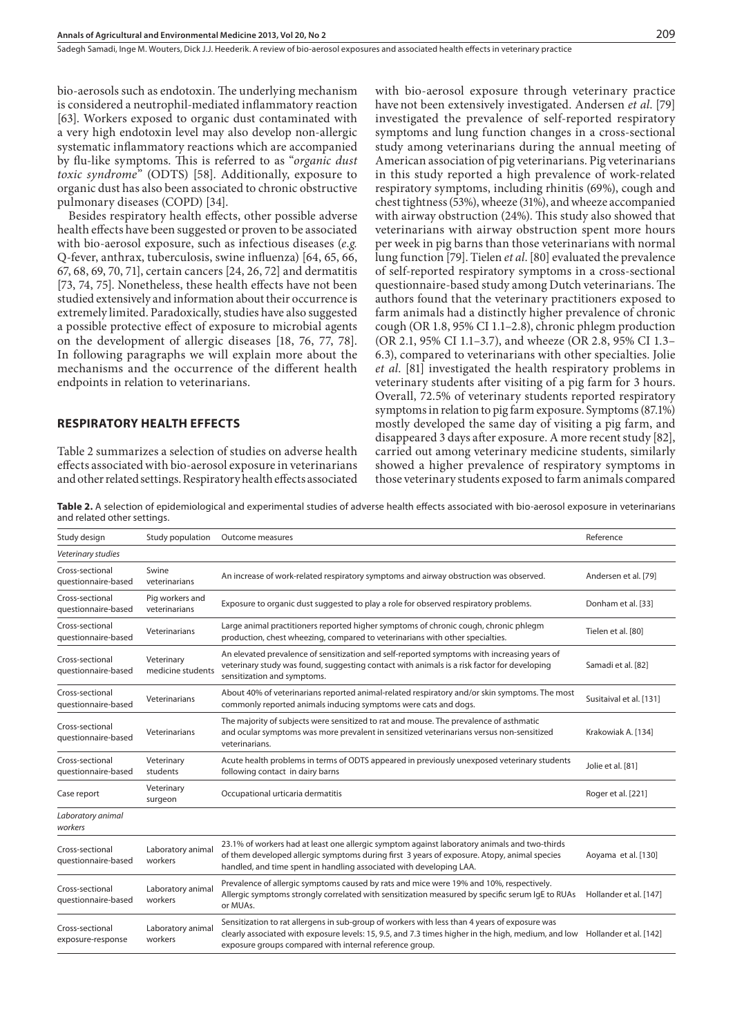bio-aerosols such as endotoxin. The underlying mechanism is considered a neutrophil-mediated inflammatory reaction [63]. Workers exposed to organic dust contaminated with a very high endotoxin level may also develop non-allergic systematic inflammatory reactions which are accompanied by flu-like symptoms. This is referred to as "*organic dust toxic syndrome*" (ODTS) [58]. Additionally, exposure to organic dust has also been associated to chronic obstructive pulmonary diseases (COPD) [34].

Besides respiratory health effects, other possible adverse health effects have been suggested or proven to be associated with bio-aerosol exposure, such as infectious diseases (*e.g.* Q-fever, anthrax, tuberculosis, swine influenza) [64, 65, 66, 67, 68, 69, 70, 71], certain cancers [24, 26, 72] and dermatitis [73, 74, 75]. Nonetheless, these health effects have not been studied extensively and information about their occurrence is extremely limited. Paradoxically, studies have also suggested a possible protective effect of exposure to microbial agents on the development of allergic diseases [18, 76, 77, 78]. In following paragraphs we will explain more about the mechanisms and the occurrence of the different health endpoints in relation to veterinarians.

## RESPIRATORY HEALTH EFFECTS

Table 2 summarizes a selection of studies on adverse health effects associated with bio-aerosol exposure in veterinarians and other related settings. Respiratory health effects associated with bio-aerosol exposure through veterinary practice have not been extensively investigated. Andersen *et al.* [79] investigated the prevalence of self-reported respiratory symptoms and lung function changes in a cross-sectional study among veterinarians during the annual meeting of American association of pig veterinarians. Pig veterinarians in this study reported a high prevalence of work-related respiratory symptoms, including rhinitis (69%), cough and chest tightness (53%), wheeze (31%), and wheeze accompanied with airway obstruction (24%). This study also showed that veterinarians with airway obstruction spent more hours per week in pig barns than those veterinarians with normal lung function [79]. Tielen *et al.* [80] evaluated the prevalence of self-reported respiratory symptoms in a cross-sectional questionnaire-based study among Dutch veterinarians. The authors found that the veterinary practitioners exposed to farm animals had a distinctly higher prevalence of chronic cough (OR 1.8, 95% CI 1.1–2.8), chronic phlegm production (OR 2.1, 95% CI 1.1–3.7), and wheeze (OR 2.8, 95% CI 1.3–6.3), compared to veterinarians with other specialties. Jolie *et al.* [81] investigated the health respiratory problems in veterinary students after visiting of a pig farm for 3 hours. Overall, 72.5% of veterinary students reported respiratory symptoms in relation to pig farm exposure. Symptoms (87.1%) mostly developed the same day of visiting a pig farm, and disappeared 3 days after exposure. A more recent study [82], carried out among veterinary medicine students, similarly showed a higher prevalence of respiratory symptoms in those veterinary students exposed to farm animals compared

**Table 2.** A selection of epidemiological and experimental studies of adverse health effects associated with bio-aerosol exposure in veterinarians and related other settings.

| Study design | Study population | Outcome measures | Reference |
|---|---|---|---|
| *Veterinary studies* | | | |
| Cross-sectional questionnaire-based | Swine veterinarians | An increase of work-related respiratory symptoms and airway obstruction was observed. | Andersen et al. [79] |
| Cross-sectional questionnaire-based | Pig workers and veterinarians | Exposure to organic dust suggested to play a role for observed respiratory problems. | Donham et al. [33] |
| Cross-sectional questionnaire-based | Veterinarians | Large animal practitioners reported higher symptoms of chronic cough, chronic phlegm production, chest wheezing, compared to veterinarians with other specialties. | Tielen et al. [80] |
| Cross-sectional questionnaire-based | Veterinary medicine students | An elevated prevalence of sensitization and self-reported symptoms with increasing years of veterinary study was found, suggesting contact with animals is a risk factor for developing sensitization and symptoms. | Samadi et al. [82] |
| Cross-sectional questionnaire-based | Veterinarians | About 40% of veterinarians reported animal-related respiratory and/or skin symptoms. The most commonly reported animals inducing symptoms were cats and dogs. | Susitaival et al. [131] |
| Cross-sectional questionnaire-based | Veterinarians | The majority of subjects were sensitized to rat and mouse. The prevalence of asthmatic and ocular symptoms was more prevalent in sensitized veterinarians versus non-sensitized veterinarians. | Krakowiak A. [134] |
| Cross-sectional questionnaire-based | Veterinary students | Acute health problems in terms of ODTS appeared in previously unexposed veterinary students following contact in dairy barns | Jolie et al. [81] |
| Case report | Veterinary surgeon | Occupational urticaria dermatitis | Roger et al. [221] |
| *Laboratory animal workers* | | | |
| Cross-sectional questionnaire-based | Laboratory animal workers | 23.1% of workers had at least one allergic symptom against laboratory animals and two-thirds of them developed allergic symptoms during first 3 years of exposure. Atopy, animal species handled, and time spent in handling associated with developing LAA. | Aoyama et al. [130] |
| Cross-sectional questionnaire-based | Laboratory animal workers | Prevalence of allergic symptoms caused by rats and mice were 19% and 10%, respectively. Allergic symptoms strongly correlated with sensitization measured by specific serum IgE to RUAs or MUAs. | Hollander et al. [147] |
| Cross-sectional exposure-response | Laboratory animal workers | Sensitization to rat allergens in sub-group of workers with less than 4 years of exposure was clearly associated with exposure levels: 15, 9.5, and 7.3 times higher in the high, medium, and low exposure groups compared with internal reference group. | Hollander et al. [142] |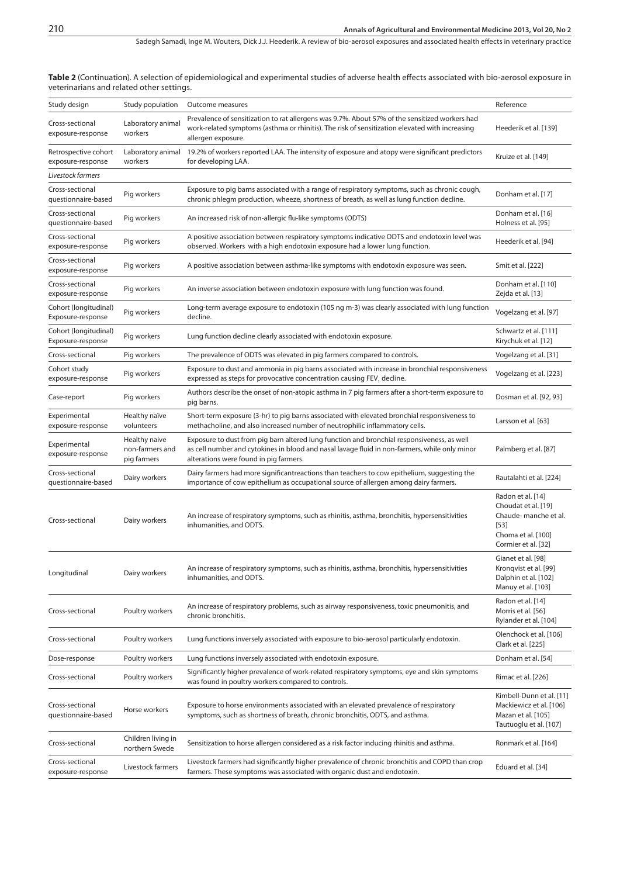**Table 2** (Continuation). A selection of epidemiological and experimental studies of adverse health effects associated with bio-aerosol exposure in veterinarians and related other settings.

| Study design | Study population | Outcome measures | Reference |
|---|---|---|---|
| Cross-sectional exposure-response | Laboratory animal workers | Prevalence of sensitization to rat allergens was 9.7%. About 57% of the sensitized workers had work-related symptoms (asthma or rhinitis). The risk of sensitization elevated with increasing allergen exposure. | Heederik et al. [139] |
| Retrospective cohort exposure-response | Laboratory animal workers | 19.2% of workers reported LAA. The intensity of exposure and atopy were significant predictors for developing LAA. | Kruize et al. [149] |
| *Livestock farmers* | | | |
| Cross-sectional questionnaire-based | Pig workers | Exposure to pig barns associated with a range of respiratory symptoms, such as chronic cough, chronic phlegm production, wheeze, shortness of breath, as well as lung function decline. | Donham et al. [17] |
| Cross-sectional questionnaire-based | Pig workers | An increased risk of non-allergic flu-like symptoms (ODTS) | Donham et al. [16] Holness et al. [95] |
| Cross-sectional exposure-response | Pig workers | A positive association between respiratory symptoms indicative ODTS and endotoxin level was observed. Workers with a high endotoxin exposure had a lower lung function. | Heederik et al. [94] |
| Cross-sectional exposure-response | Pig workers | A positive association between asthma-like symptoms with endotoxin exposure was seen. | Smit et al. [222] |
| Cross-sectional exposure-response | Pig workers | An inverse association between endotoxin exposure with lung function was found. | Donham et al. [110] Zejda et al. [13] |
| Cohort (longitudinal) Exposure-response | Pig workers | Long-term average exposure to endotoxin (105 ng m-3) was clearly associated with lung function decline. | Vogelzang et al. [97] |
| Cohort (longitudinal) Exposure-response | Pig workers | Lung function decline clearly associated with endotoxin exposure. | Schwartz et al. [111] Kirychuk et al. [12] |
| Cross-sectional | Pig workers | The prevalence of ODTS was elevated in pig farmers compared to controls. | Vogelzang et al. [31] |
| Cohort study exposure-response | Pig workers | Exposure to dust and ammonia in pig barns associated with increase in bronchial responsiveness expressed as steps for provocative concentration causing $FEV_1$ decline. | Vogelzang et al. [223] |
| Case-report | Pig workers | Authors describe the onset of non-atopic asthma in 7 pig farmers after a short-term exposure to pig barns. | Dosman et al. [92, 93] |
| Experimental exposure-response | Healthy naïve volunteers | Short-term exposure (3-hr) to pig barns associated with elevated bronchial responsiveness to methacholine, and also increased number of neutrophilic inflammatory cells. | Larsson et al. [63] |
| Experimental exposure-response | Healthy naive non-farmers and pig farmers | Exposure to dust from pig barn altered lung function and bronchial responsiveness, as well as cell number and cytokines in blood and nasal lavage fluid in non-farmers, while only minor alterations were found in pig farmers. | Palmberg et al. [87] |
| Cross-sectional questionnaire-based | Dairy workers | Dairy farmers had more significantreactions than teachers to cow epithelium, suggesting the importance of cow epithelium as occupational source of allergen among dairy farmers. | Rautalahti et al. [224] |
| Cross-sectional | Dairy workers | An increase of respiratory symptoms, such as rhinitis, asthma, bronchitis, hypersensitivities inhumanities, and ODTS. | Radon et al. [14] Choudat et al. [19] Chaude- manche et al. [53] Choma et al. [100] Cormier et al. [32] |
| Longitudinal | Dairy workers | An increase of respiratory symptoms, such as rhinitis, asthma, bronchitis, hypersensitivities inhumanities, and ODTS. | Gianet et al. [98] Kronqvist et al. [99] Dalphin et al. [102] Manuy et al. [103] |
| Cross-sectional | Poultry workers | An increase of respiratory problems, such as airway responsiveness, toxic pneumonitis, and chronic bronchitis. | Radon et al. [14] Morris et al. [56] Rylander et al. [104] |
| Cross-sectional | Poultry workers | Lung functions inversely associated with exposure to bio-aerosol particularly endotoxin. | Olenchock et al. [106] Clark et al. [225] |
| Dose-response | Poultry workers | Lung functions inversely associated with endotoxin exposure. | Donham et al. [54] |
| Cross-sectional | Poultry workers | Significantly higher prevalence of work-related respiratory symptoms, eye and skin symptoms was found in poultry workers compared to controls. | Rimac et al. [226] |
| Cross-sectional questionnaire-based | Horse workers | Exposure to horse environments associated with an elevated prevalence of respiratory symptoms, such as shortness of breath, chronic bronchitis, ODTS, and asthma. | Kimbell-Dunn et al. [11] Mackiewicz et al. [106] Mazan et al. [105] Tautuoglu et al. [107] |
| Cross-sectional | Children living in northern Swede | Sensitization to horse allergen considered as a risk factor inducing rhinitis and asthma. | Ronmark et al. [164] |
| Cross-sectional exposure-response | Livestock farmers | Livestock farmers had significantly higher prevalence of chronic bronchitis and COPD than crop farmers. These symptoms was associated with organic dust and endotoxin. | Eduard et al. [34] |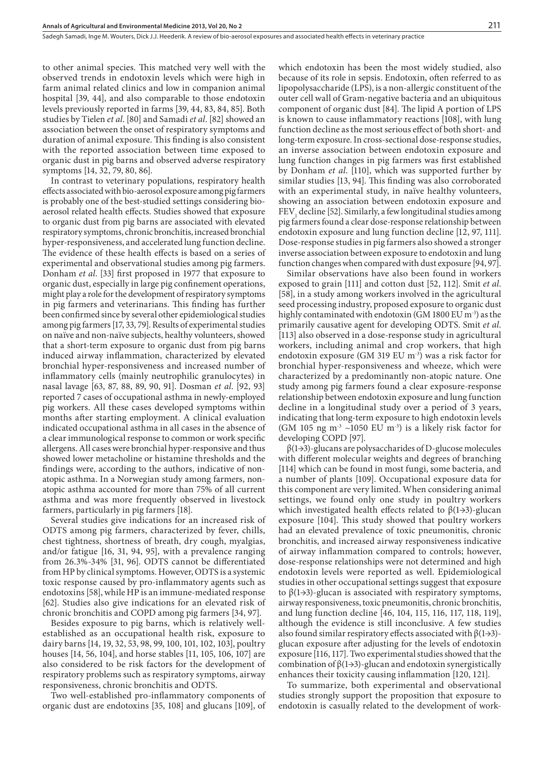to other animal species. This matched very well with the observed trends in endotoxin levels which were high in farm animal related clinics and low in companion animal hospital [39, 44], and also comparable to those endotoxin levels previously reported in farms [39, 44, 83, 84, 85]. Both studies by Tielen *et al*. [80] and Samadi *et al*. [82] showed an association between the onset of respiratory symptoms and duration of animal exposure. This finding is also consistent with the reported association between time exposed to organic dust in pig barns and observed adverse respiratory symptoms [14, 32, 79, 80, 86].

In contrast to veterinary populations, respiratory health effects associated with bio-aerosol exposure among pig farmers is probably one of the best-studied settings considering bio-aerosol related health effects. Studies showed that exposure to organic dust from pig barns are associated with elevated respiratory symptoms, chronic bronchitis, increased bronchial hyper-responsiveness, and accelerated lung function decline. The evidence of these health effects is based on a series of experimental and observational studies among pig farmers. Donham *et al*. [33] first proposed in 1977 that exposure to organic dust, especially in large pig confinement operations, might play a role for the development of respiratory symptoms in pig farmers and veterinarians. This finding has further been confirmed since by several other epidemiological studies among pig farmers [17, 33, 79]. Results of experimental studies on naïve and non-naïve subjects, healthy volunteers, showed that a short-term exposure to organic dust from pig barns induced airway inflammation, characterized by elevated bronchial hyper-responsiveness and increased number of inflammatory cells (mainly neutrophilic granulocytes) in nasal lavage [63, 87, 88, 89, 90, 91]. Dosman *et al*. [92, 93] reported 7 cases of occupational asthma in newly-employed pig workers. All these cases developed symptoms within months after starting employment. A clinical evaluation indicated occupational asthma in all cases in the absence of a clear immunological response to common or work specific allergens. All cases were bronchial hyper-responsive and thus showed lower metacholine or histamine thresholds and the findings were, according to the authors, indicative of non-atopic asthma. In a Norwegian study among farmers, non-atopic asthma accounted for more than 75% of all current asthma and was more frequently observed in livestock farmers, particularly in pig farmers [18].

Several studies give indications for an increased risk of ODTS among pig farmers, characterized by fever, chills, chest tightness, shortness of breath, dry cough, myalgias, and/or fatigue [16, 31, 94, 95], with a prevalence ranging from 26.3%-34% [31, 96]. ODTS cannot be differentiated from HP by clinical symptoms. However, ODTS is a systemic toxic response caused by pro-inflammatory agents such as endotoxins [58], while HP is an immune-mediated response [62]. Studies also give indications for an elevated risk of chronic bronchitis and COPD among pig farmers [34, 97].

Besides exposure to pig barns, which is relatively well-established as an occupational health risk, exposure to dairy barns [14, 19, 32, 53, 98, 99, 100, 101, 102, 103], poultry houses [14, 56, 104], and horse stables [11, 105, 106, 107] are also considered to be risk factors for the development of respiratory problems such as respiratory symptoms, airway responsiveness, chronic bronchitis and ODTS.

Two well-established pro-inflammatory components of organic dust are endotoxins [35, 108] and glucans [109], of which endotoxin has been the most widely studied, also because of its role in sepsis. Endotoxin, often referred to as lipopolysaccharide (LPS), is a non-allergic constituent of the outer cell wall of Gram-negative bacteria and an ubiquitous component of organic dust [84]. The lipid A portion of LPS is known to cause inflammatory reactions [108], with lung function decline as the most serious effect of both short- and long-term exposure. In cross-sectional dose-response studies, an inverse association between endotoxin exposure and lung function changes in pig farmers was first established by Donham *et al*. [110], which was supported further by similar studies [13, 94]. This finding was also corroborated with an experimental study, in naïve healthy volunteers, showing an association between endotoxin exposure and $FEV_1$ decline [52]. Similarly, a few longitudinal studies among pig farmers found a clear dose-response relationship between endotoxin exposure and lung function decline [12, 97, 111]. Dose-response studies in pig farmers also showed a stronger inverse association between exposure to endotoxin and lung function changes when compared with dust exposure [94, 97].

Similar observations have also been found in workers exposed to grain [111] and cotton dust [52, 112]. Smit *et al*. [58], in a study among workers involved in the agricultural seed processing industry, proposed exposure to organic dust highly contaminated with endotoxin (GM 1800 EU $m^{-3}$) as the primarily causative agent for developing ODTS. Smit *et al*. [113] also observed in a dose-response study in agricultural workers, including animal and crop workers, that high endotoxin exposure (GM 319 EU $m^{-3}$) was a risk factor for bronchial hyper-responsiveness and wheeze, which were characterized by a predominantly non-atopic nature. One study among pig farmers found a clear exposure-response relationship between endotoxin exposure and lung function decline in a longitudinal study over a period of 3 years, indicating that long-term exposure to high endotoxin levels (GM 105 ng $m^{-3}$ ~1050 EU $m^{-3}$) is a likely risk factor for developing COPD [97].

$\beta(1\rightarrow3)$-glucans are polysaccharides of D-glucose molecules with different molecular weights and degrees of branching [114] which can be found in most fungi, some bacteria, and a number of plants [109]. Occupational exposure data for this component are very limited. When considering animal settings, we found only one study in poultry workers which investigated health effects related to $\beta(1\rightarrow3)$-glucan exposure [104]. This study showed that poultry workers had an elevated prevalence of toxic pneumonitis, chronic bronchitis, and increased airway responsiveness indicative of airway inflammation compared to controls; however, dose-response relationships were not determined and high endotoxin levels were reported as well. Epidemiological studies in other occupational settings suggest that exposure to $\beta(1\rightarrow3)$-glucan is associated with respiratory symptoms, airway responsiveness, toxic pneumonitis, chronic bronchitis, and lung function decline [46, 104, 115, 116, 117, 118, 119], although the evidence is still inconclusive. A few studies also found similar respiratory effects associated with $\beta(1\rightarrow3)$-glucan exposure after adjusting for the levels of endotoxin exposure [116, 117]. Two experimental studies showed that the combination of $\beta(1\rightarrow3)$-glucan and endotoxin synergistically enhances their toxicity causing inflammation [120, 121].

To summarize, both experimental and observational studies strongly support the proposition that exposure to endotoxin is casually related to the development of work-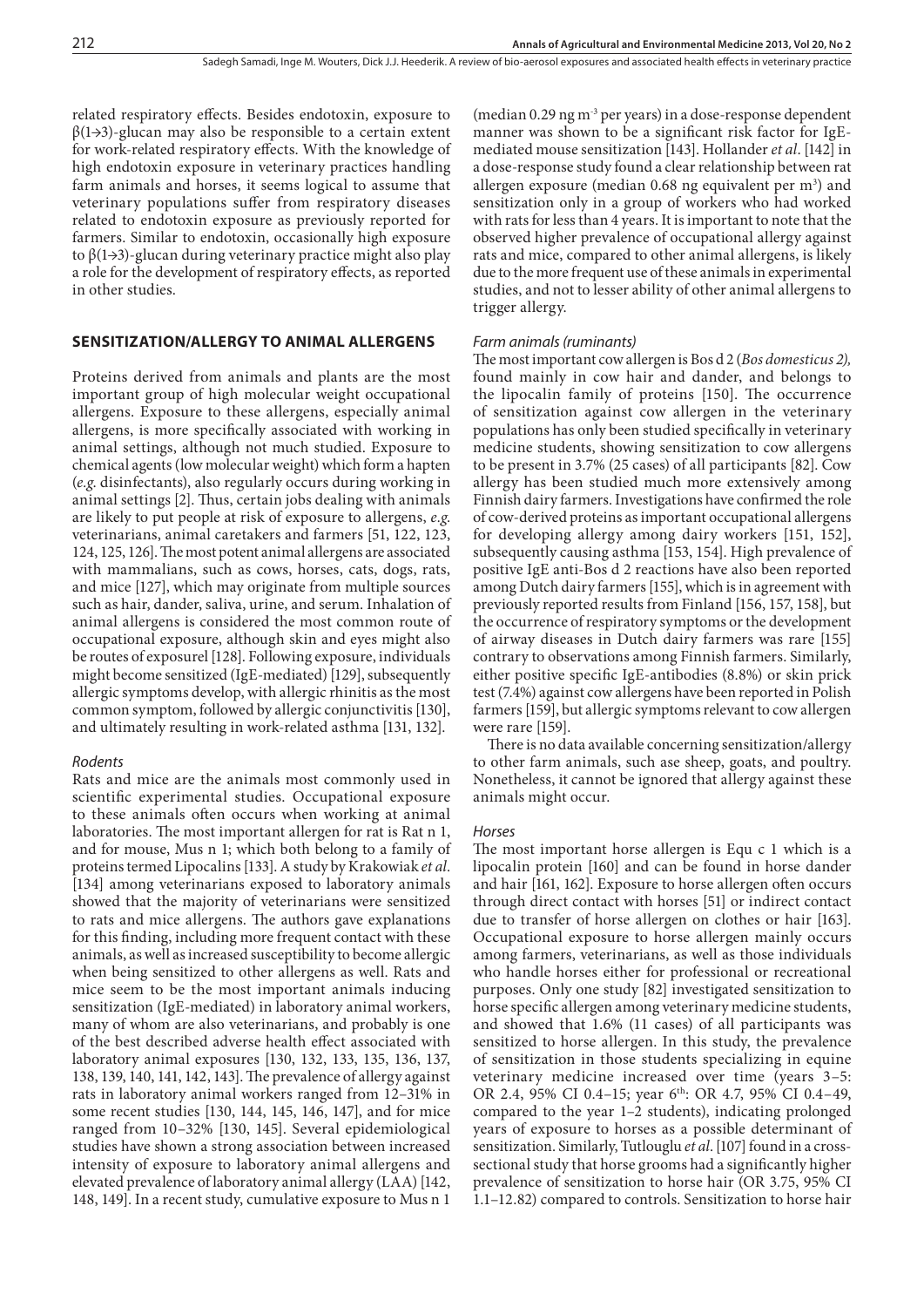related respiratory effects. Besides endotoxin, exposure to β(1→3)-glucan may also be responsible to a certain extent for work-related respiratory effects. With the knowledge of high endotoxin exposure in veterinary practices handling farm animals and horses, it seems logical to assume that veterinary populations suffer from respiratory diseases related to endotoxin exposure as previously reported for farmers. Similar to endotoxin, occasionally high exposure to β(1→3)-glucan during veterinary practice might also play a role for the development of respiratory effects, as reported in other studies.

## SENSITIZATION/ALLERGY TO ANIMAL ALLERGENS

Proteins derived from animals and plants are the most important group of high molecular weight occupational allergens. Exposure to these allergens, especially animal allergens, is more specifically associated with working in animal settings, although not much studied. Exposure to chemical agents (low molecular weight) which form a hapten (*e.g.* disinfectants), also regularly occurs during working in animal settings [2]. Thus, certain jobs dealing with animals are likely to put people at risk of exposure to allergens, *e.g.* veterinarians, animal caretakers and farmers [51, 122, 123, 124, 125, 126]. The most potent animal allergens are associated with mammalians, such as cows, horses, cats, dogs, rats, and mice [127], which may originate from multiple sources such as hair, dander, saliva, urine, and serum. Inhalation of animal allergens is considered the most common route of occupational exposure, although skin and eyes might also be routes of exposurel [128]. Following exposure, individuals might become sensitized (IgE-mediated) [129], subsequently allergic symptoms develop, with allergic rhinitis as the most common symptom, followed by allergic conjunctivitis [130], and ultimately resulting in work-related asthma [131, 132].

### *Rodents*

Rats and mice are the animals most commonly used in scientific experimental studies. Occupational exposure to these animals often occurs when working at animal laboratories. The most important allergen for rat is Rat n 1, and for mouse, Mus n 1; which both belong to a family of proteins termed Lipocalins [133]. A study by Krakowiak *et al.* [134] among veterinarians exposed to laboratory animals showed that the majority of veterinarians were sensitized to rats and mice allergens. The authors gave explanations for this finding, including more frequent contact with these animals, as well as increased susceptibility to become allergic when being sensitized to other allergens as well. Rats and mice seem to be the most important animals inducing sensitization (IgE-mediated) in laboratory animal workers, many of whom are also veterinarians, and probably is one of the best described adverse health effect associated with laboratory animal exposures [130, 132, 133, 135, 136, 137, 138, 139, 140, 141, 142, 143]. The prevalence of allergy against rats in laboratory animal workers ranged from 12–31% in some recent studies [130, 144, 145, 146, 147], and for mice ranged from 10–32% [130, 145]. Several epidemiological studies have shown a strong association between increased intensity of exposure to laboratory animal allergens and elevated prevalence of laboratory animal allergy (LAA) [142, 148, 149]. In a recent study, cumulative exposure to Mus n 1 (median 0.29 ng $m^{-3}$ per years) in a dose-response dependent manner was shown to be a significant risk factor for IgE-mediated mouse sensitization [143]. Hollander *et al.* [142] in a dose-response study found a clear relationship between rat allergen exposure (median 0.68 ng equivalent per $m^3$) and sensitization only in a group of workers who had worked with rats for less than 4 years. It is important to note that the observed higher prevalence of occupational allergy against rats and mice, compared to other animal allergens, is likely due to the more frequent use of these animals in experimental studies, and not to lesser ability of other animal allergens to trigger allergy.

### *Farm animals (ruminants)*

The most important cow allergen is Bos d 2 (*Bos domesticus 2),* found mainly in cow hair and dander, and belongs to the lipocalin family of proteins [150]. The occurrence of sensitization against cow allergen in the veterinary populations has only been studied specifically in veterinary medicine students, showing sensitization to cow allergens to be present in 3.7% (25 cases) of all participants [82]. Cow allergy has been studied much more extensively among Finnish dairy farmers. Investigations have confirmed the role of cow-derived proteins as important occupational allergens for developing allergy among dairy workers [151, 152], subsequently causing asthma [153, 154]. High prevalence of positive IgE anti-Bos d 2 reactions have also been reported among Dutch dairy farmers [155], which is in agreement with previously reported results from Finland [156, 157, 158], but the occurrence of respiratory symptoms or the development of airway diseases in Dutch dairy farmers was rare [155] contrary to observations among Finnish farmers. Similarly, either positive specific IgE-antibodies (8.8%) or skin prick test (7.4%) against cow allergens have been reported in Polish farmers [159], but allergic symptoms relevant to cow allergen were rare [159].

There is no data available concerning sensitization/allergy to other farm animals, such ase sheep, goats, and poultry. Nonetheless, it cannot be ignored that allergy against these animals might occur.

### *Horses*

The most important horse allergen is Equ c 1 which is a lipocalin protein [160] and can be found in horse dander and hair [161, 162]. Exposure to horse allergen often occurs through direct contact with horses [51] or indirect contact due to transfer of horse allergen on clothes or hair [163]. Occupational exposure to horse allergen mainly occurs among farmers, veterinarians, as well as those individuals who handle horses either for professional or recreational purposes. Only one study [82] investigated sensitization to horse specific allergen among veterinary medicine students, and showed that 1.6% (11 cases) of all participants was sensitized to horse allergen. In this study, the prevalence of sensitization in those students specializing in equine veterinary medicine increased over time (years 3–5: OR 2.4, 95% CI 0.4–15; year 6th: OR 4.7, 95% CI 0.4–49, compared to the year 1–2 students), indicating prolonged years of exposure to horses as a possible determinant of sensitization. Similarly, Tutluoglu *et al.* [107] found in a cross-sectional study that horse grooms had a significantly higher prevalence of sensitization to horse hair (OR 3.75, 95% CI 1.1–12.82) compared to controls. Sensitization to horse hair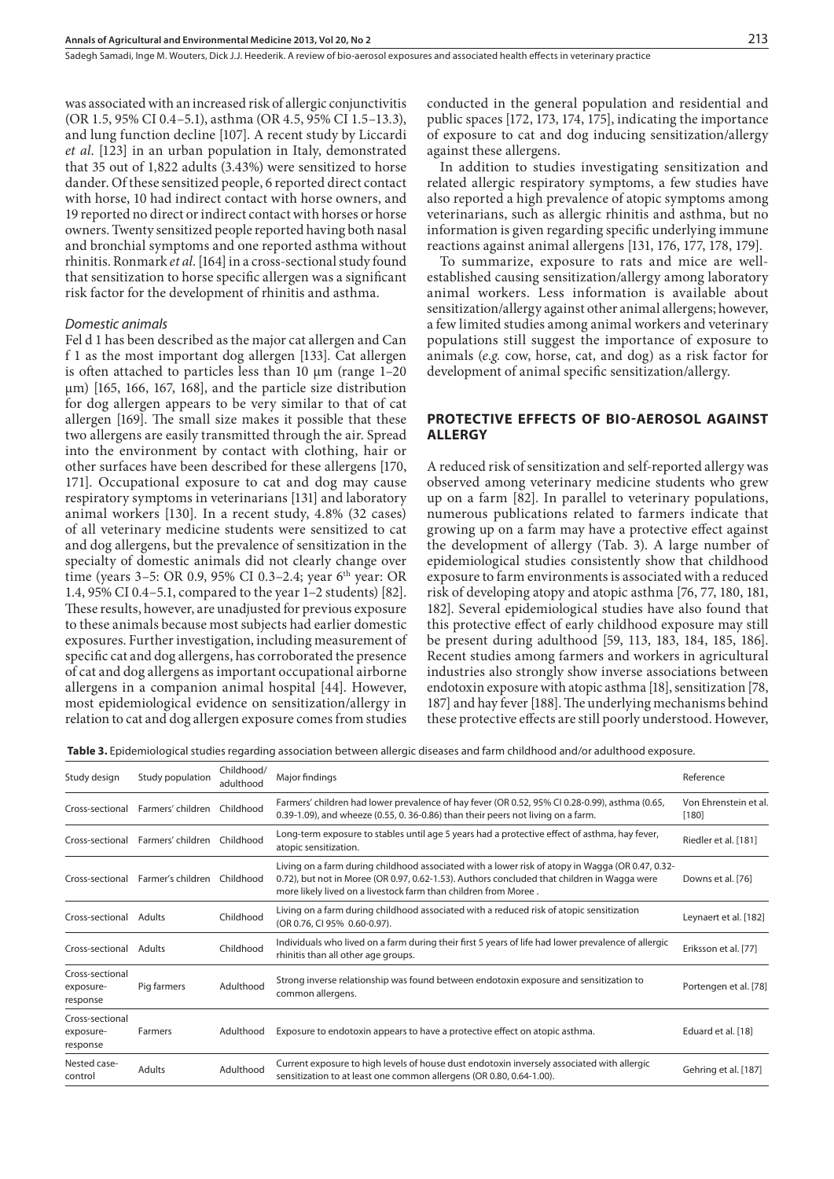was associated with an increased risk of allergic conjunctivitis (OR 1.5, 95% CI 0.4–5.1), asthma (OR 4.5, 95% CI 1.5–13.3), and lung function decline [107]. A recent study by Liccardi *et al.* [123] in an urban population in Italy, demonstrated that 35 out of 1,822 adults (3.43%) were sensitized to horse dander. Of these sensitized people, 6 reported direct contact with horse, 10 had indirect contact with horse owners, and 19 reported no direct or indirect contact with horses or horse owners. Twenty sensitized people reported having both nasal and bronchial symptoms and one reported asthma without rhinitis. Ronmark *et al.* [164] in a cross-sectional study found that sensitization to horse specific allergen was a significant risk factor for the development of rhinitis and asthma.

### *Domestic animals*

Fel d 1 has been described as the major cat allergen and Can f 1 as the most important dog allergen [133]. Cat allergen is often attached to particles less than 10 µm (range 1–20 µm) [165, 166, 167, 168], and the particle size distribution for dog allergen appears to be very similar to that of cat allergen [169]. The small size makes it possible that these two allergens are easily transmitted through the air. Spread into the environment by contact with clothing, hair or other surfaces have been described for these allergens [170, 171]. Occupational exposure to cat and dog may cause respiratory symptoms in veterinarians [131] and laboratory animal workers [130]. In a recent study, 4.8% (32 cases) of all veterinary medicine students were sensitized to cat and dog allergens, but the prevalence of sensitization in the specialty of domestic animals did not clearly change over time (years 3–5: OR 0.9, 95% CI 0.3–2.4; year 6th year: OR 1.4, 95% CI 0.4–5.1, compared to the year 1–2 students) [82]. These results, however, are unadjusted for previous exposure to these animals because most subjects had earlier domestic exposures. Further investigation, including measurement of specific cat and dog allergens, has corroborated the presence of cat and dog allergens as important occupational airborne allergens in a companion animal hospital [44]. However, most epidemiological evidence on sensitization/allergy in relation to cat and dog allergen exposure comes from studies conducted in the general population and residential and public spaces [172, 173, 174, 175], indicating the importance of exposure to cat and dog inducing sensitization/allergy against these allergens.

In addition to studies investigating sensitization and related allergic respiratory symptoms, a few studies have also reported a high prevalence of atopic symptoms among veterinarians, such as allergic rhinitis and asthma, but no information is given regarding specific underlying immune reactions against animal allergens [131, 176, 177, 178, 179].

To summarize, exposure to rats and mice are well-established causing sensitization/allergy among laboratory animal workers. Less information is available about sensitization/allergy against other animal allergens; however, a few limited studies among animal workers and veterinary populations still suggest the importance of exposure to animals (*e.g.* cow, horse, cat, and dog) as a risk factor for development of animal specific sensitization/allergy.

## PROTECTIVE EFFECTS OF BIO-AEROSOL AGAINST ALLERGY

A reduced risk of sensitization and self-reported allergy was observed among veterinary medicine students who grew up on a farm [82]. In parallel to veterinary populations, numerous publications related to farmers indicate that growing up on a farm may have a protective effect against the development of allergy (Tab. 3). A large number of epidemiological studies consistently show that childhood exposure to farm environments is associated with a reduced risk of developing atopy and atopic asthma [76, 77, 180, 181, 182]. Several epidemiological studies have also found that this protective effect of early childhood exposure may still be present during adulthood [59, 113, 183, 184, 185, 186]. Recent studies among farmers and workers in agricultural industries also strongly show inverse associations between endotoxin exposure with atopic asthma [18], sensitization [78, 187] and hay fever [188]. The underlying mechanisms behind these protective effects are still poorly understood. However,

**Table 3.** Epidemiological studies regarding association between allergic diseases and farm childhood and/or adulthood exposure.

| Study design | Study population | Childhood/ adulthood | Major findings | Reference |
|---|---|---|---|---|
| Cross-sectional | Farmers' children | Childhood | Farmers' children had lower prevalence of hay fever (OR 0.52, 95% CI 0.28-0.99), asthma (0.65, 0.39-1.09), and wheeze (0.55, 0. 36-0.86) than their peers not living on a farm. | Von Ehrenstein et al. [180] |
| Cross-sectional | Farmers' children | Childhood | Long-term exposure to stables until age 5 years had a protective effect of asthma, hay fever, atopic sensitization. | Riedler et al. [181] |
| Cross-sectional | Farmer's children | Childhood | Living on a farm during childhood associated with a lower risk of atopy in Wagga (OR 0.47, 0.32-0.72), but not in Moree (OR 0.97, 0.62-1.53). Authors concluded that children in Wagga were more likely lived on a livestock farm than children from Moree . | Downs et al. [76] |
| Cross-sectional | Adults | Childhood | Living on a farm during childhood associated with a reduced risk of atopic sensitization (OR 0.76, CI 95% 0.60-0.97). | Leynaert et al. [182] |
| Cross-sectional | Adults | Childhood | Individuals who lived on a farm during their first 5 years of life had lower prevalence of allergic rhinitis than all other age groups. | Eriksson et al. [77] |
| Cross-sectional exposure-response | Pig farmers | Adulthood | Strong inverse relationship was found between endotoxin exposure and sensitization to common allergens. | Portengen et al. [78] |
| Cross-sectional exposure-response | Farmers | Adulthood | Exposure to endotoxin appears to have a protective effect on atopic asthma. | Eduard et al. [18] |
| Nested case-control | Adults | Adulthood | Current exposure to high levels of house dust endotoxin inversely associated with allergic sensitization to at least one common allergens (OR 0.80, 0.64-1.00). | Gehring et al. [187] |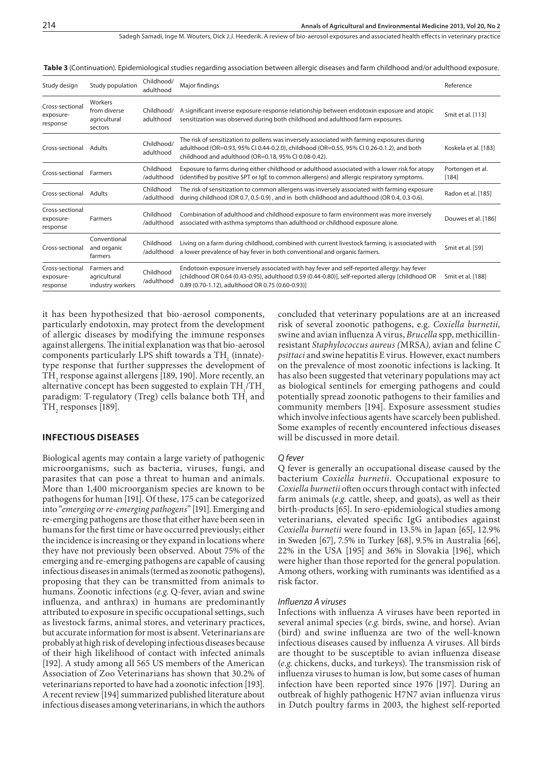**Table 3** (Continuation). Epidemiological studies regarding association between allergic diseases and farm childhood and/or adulthood exposure.

| Study design | Study population | Childhood/ adulthood | Major findings | Reference |
|---|---|---|---|---|
| Cross-sectional exposure-response | Workers from diverse agricultural sectors | Childhood/ adulthood | A significant inverse exposure-response relationship between endotoxin exposure and atopic sensitization was observed during both childhood and adulthood farm exposures. | Smit et al. [113] |
| Cross-sectional | Adults | Childhood/ adulthood | The risk of sensitization to pollens was inversely associated with farming exposures during adulthood (OR=0.93, 95% CI 0.44-0.2.0), childhood (OR=0.55, 95% CI 0.26-0.1.2), and both childhood and adulthood (OR=0.18, 95% CI 0.08-0.42). | Koskela et al. [183] |
| Cross-sectional | Farmers | Childhood /adulthood | Exposure to farms during either childhood or adulthood associated with a lower risk for atopy (identified by positive SPT or IgE to common allergens) and allergic respiratory symptoms. | Portengen et al. [184] |
| Cross-sectional | Adults | Childhood /adulthood | The risk of sensitization to common allergens was inversely associated with farming exposure during childhood (OR 0.7, 0.5-0.9) , and in both childhood and adulthood (OR 0.4, 0.3-0.6). | Radon et al. [185] |
| Cross-sectional exposure-response | Farmers | Childhood /adulthood | Combination of adulthood and childhood exposure to farm environment was more inversely associated with asthma symptoms than adulthood or childhood exposure alone. | Douwes et al. [186] |
| Cross-sectional | Conventional and organic farmers | Childhood /adulthood | Living on a farm during childhood, combined with current livestock farming, is associated with a lower prevalence of hay fever in both conventional and organic farmers. | Smit et al. [59] |
| Cross-sectional exposure-response | Farmers and agricultural industry workers | Childhood /adulthood | Endotoxin exposure inversely associated with hay fever and self-reported allergy: hay fever [childhood OR 0.64 (0.43-0.95), adulthood 0.59 (0.44-0.80)], self-reported allergy [childhood OR 0.89 (0.70-1.12), adulthood OR 0.75 (0.60-0.93)] | Smit et al. [188] |

it has been hypothesized that bio-aerosol components, particularly endotoxin, may protect from the development of allergic diseases by modifying the immune responses against allergens. The initial explanation was that bio-aerosol components particularly LPS shift towards a $TH_1$ (innate)-type response that further suppresses the development of $TH_2$ response against allergens [189, 190]. More recently, an alternative concept has been suggested to explain $TH_1/TH_2$ paradigm: T-regulatory (Treg) cells balance both $TH_1$ and $TH_2$ responses [189].

## INFECTIOUS DISEASES

Biological agents may contain a large variety of pathogenic microorganisms, such as bacteria, viruses, fungi, and parasites that can pose a threat to human and animals. More than 1,400 microorganism species are known to be pathogens for human [191]. Of these, 175 can be categorized into "*emerging or re-emerging pathogens*" [191]. Emerging and re-emerging pathogens are those that either have been seen in humans for the first time or have occurred previously; either the incidence is increasing or they expand in locations where they have not previously been observed. About 75% of the emerging and re-emerging pathogens are capable of causing infectious diseases in animals (termed as zoonotic pathogens), proposing that they can be transmitted from animals to humans. Zoonotic infections (*e.g.* Q-fever, avian and swine influenza, and anthrax) in humans are predominantly attributed to exposure in specific occupational settings, such as livestock farms, animal stores, and veterinary practices, but accurate information for most is absent. Veterinarians are probably at high risk of developing infectious diseases because of their high likelihood of contact with infected animals [192]. A study among all 565 US members of the American Association of Zoo Veterinarians has shown that 30.2% of veterinarians reported to have had a zoonotic infection [193]. A recent review [194] summarized published literature about infectious diseases among veterinarians, in which the authors concluded that veterinary populations are at an increased risk of several zoonotic pathogens, e.g. *Coxiella burnetii,* swine and avian influenza A virus, *Brucella* spp, methicillin-resistant *Staphylococcus aureus (*MRSA*),* avian and feline *C psittaci* and swine hepatitis E virus. However, exact numbers on the prevalence of most zoonotic infections is lacking. It has also been suggested that veterinary populations may act as biological sentinels for emerging pathogens and could potentially spread zoonotic pathogens to their families and community members [194]. Exposure assessment studies which involve infectious agents have scarcely been published. Some examples of recently encountered infectious diseases will be discussed in more detail.

### *Q fever*

Q fever is generally an occupational disease caused by the bacterium *Coxiella burnetii*. Occupational exposure to *Coxiella burnetii* often occurs through contact with infected farm animals (*e.g.* cattle, sheep, and goats), as well as their birth-products [65]. In sero-epidemiological studies among veterinarians, elevated specific IgG antibodies against *Coxiella burnetii* were found in 13.5% in Japan [65], 12.9% in Sweden [67], 7.5% in Turkey [68], 9.5% in Australia [66], 22% in the USA [195] and 36% in Slovakia [196], which were higher than those reported for the general population. Among others, working with ruminants was identified as a risk factor.

### *Influenza A viruses*

Infections with influenza A viruses have been reported in several animal species (*e.g.* birds, swine, and horse). Avian (bird) and swine influenza are two of the well-known infectious diseases caused by influenza A viruses. All birds are thought to be susceptible to avian influenza disease (*e.g.* chickens, ducks, and turkeys). The transmission risk of influenza viruses to human is low, but some cases of human infection have been reported since 1976 [197]. During an outbreak of highly pathogenic H7N7 avian influenza virus in Dutch poultry farms in 2003, the highest self-reported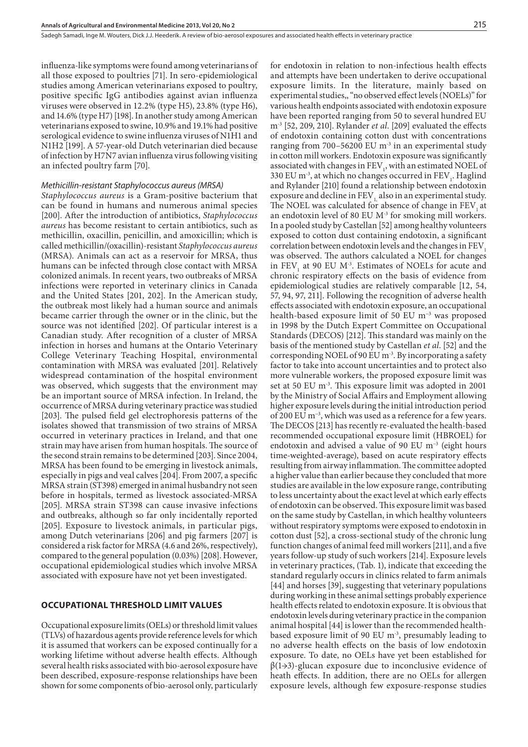influenza-like symptoms were found among veterinarians of all those exposed to poultries [71]. In sero-epidemiological studies among American veterinarians exposed to poultry, positive specific IgG antibodies against avian influenza viruses were observed in 12.2% (type H5), 23.8% (type H6), and 14.6% (type H7) [198]. In another study among American veterinarians exposed to swine, 10.9% and 19.1% had positive serological evidence to swine influenza viruses of N1H1 and N1H2 [199]. A 57-year-old Dutch veterinarian died because of infection by H7N7 avian influenza virus following visiting an infected poultry farm [70].

#### *Methicillin-resistant Staphylococcus aureus (MRSA)*

*Staphylococcus aureus* is a Gram-positive bacterium that can be found in humans and numerous animal species [200]. After the introduction of antibiotics, *Staphylococcus aureus* has become resistant to certain antibiotics, such as methicillin, oxacillin, penicillin, and amoxicillin; which is called methicillin/(oxacillin)-resistant *Staphylococcus aureus* (MRSA). Animals can act as a reservoir for MRSA, thus humans can be infected through close contact with MRSA colonized animals. In recent years, two outbreaks of MRSA infections were reported in veterinary clinics in Canada and the United States [201, 202]. In the American study, the outbreak most likely had a human source and animals became carrier through the owner or in the clinic, but the source was not identified [202]. Of particular interest is a Canadian study. After recognition of a cluster of MRSA infection in horses and humans at the Ontario Veterinary College Veterinary Teaching Hospital, environmental contamination with MRSA was evaluated [201]. Relatively widespread contamination of the hospital environment was observed, which suggests that the environment may be an important source of MRSA infection. In Ireland, the occurrence of MRSA during veterinary practice was studied [203]. The pulsed field gel electrophoresis patterns of the isolates showed that transmission of two strains of MRSA occurred in veterinary practices in Ireland, and that one strain may have arisen from human hospitals. The source of the second strain remains to be determined [203]. Since 2004, MRSA has been found to be emerging in livestock animals, especially in pigs and veal calves [204]. From 2007, a specific MRSA strain (ST398) emerged in animal husbandry not seen before in hospitals, termed as livestock associated-MRSA [205]. MRSA strain ST398 can cause invasive infections and outbreaks, although so far only incidentally reported [205]. Exposure to livestock animals, in particular pigs, among Dutch veterinarians [206] and pig farmers [207] is considered a risk factor for MRSA (4.6 and 26%, respectively), compared to the general population (0.03%) [208]. However, occupational epidemiological studies which involve MRSA associated with exposure have not yet been investigated.

## OCCUPATIONAL THRESHOLD LIMIT VALUES

Occupational exposure limits (OELs) or threshold limit values (TLVs) of hazardous agents provide reference levels for which it is assumed that workers can be exposed continually for a working lifetime without adverse health effects. Although several health risks associated with bio-aerosol exposure have been described, exposure-response relationships have been shown for some components of bio-aerosol only, particularly for endotoxin in relation to non-infectious health effects and attempts have been undertaken to derive occupational exposure limits. In the literature, mainly based on experimental studies,, "no observed effect levels (NOELs)" for various health endpoints associated with endotoxin exposure have been reported ranging from 50 to several hundred EU $m^{-3}$ [52, 209, 210]. Rylander *et al.* [209] evaluated the effects of endotoxin containing cotton dust with concentrations ranging from 700–56200 EU $m^{-3}$ in an experimental study in cotton mill workers. Endotoxin exposure was significantly associated with changes in $FEV_1$, with an estimated NOEL of 330 EU $m^{-3}$, at which no changes occurred in $FEV_1$. Haglind and Rylander [210] found a relationship between endotoxin exposure and decline in $FEV_1$ also in an experimental study. The NOEL was calculated for absence of change in $FEV_1$ at an endotoxin level of 80 EU $M^{-3}$ for smoking mill workers. In a pooled study by Castellan [52] among healthy volunteers exposed to cotton dust containing endotoxin, a significant correlation between endotoxin levels and the changes in $FEV_1$ was observed. The authors calculated a NOEL for changes in $FEV_1$ at 90 EU $M^{-3}$. Estimates of NOELs for acute and chronic respiratory effects on the basis of evidence from epidemiological studies are relatively comparable [12, 54, 57, 94, 97, 211]. Following the recognition of adverse health effects associated with endotoxin exposure, an occupational health-based exposure limit of 50 EU $m^{-3}$ was proposed in 1998 by the Dutch Expert Committee on Occupational Standards (DECOS) [212]. This standard was mainly on the basis of the mentioned study by Castellan *et al.* [52] and the corresponding NOEL of 90 EU $m^{-3}$. By incorporating a safety factor to take into account uncertainties and to protect also more vulnerable workers, the proposed exposure limit was set at 50 EU $m^{-3}$. This exposure limit was adopted in 2001 by the Ministry of Social Affairs and Employment allowing higher exposure levels during the initial introduction period of 200 EU $m^{-3}$, which was used as a reference for a few years. The DECOS [213] has recently re-evaluated the health-based recommended occupational exposure limit (HBROEL) for endotoxin and advised a value of 90 EU $m^{-3}$ (eight hours time-weighted-average), based on acute respiratory effects resulting from airway inflammation. The committee adopted a higher value than earlier because they concluded that more studies are available in the low exposure range, contributing to less uncertainty about the exact level at which early effects of endotoxin can be observed. This exposure limit was based on the same study by Castellan, in which healthy volunteers without respiratory symptoms were exposed to endotoxin in cotton dust [52], a cross-sectional study of the chronic lung function changes of animal feed mill workers [211], and a five years follow-up study of such workers [214]. Exposure levels in veterinary practices, (Tab. 1), indicate that exceeding the standard regularly occurs in clinics related to farm animals [44] and horses [39], suggesting that veterinary populations during working in these animal settings probably experience health effects related to endotoxin exposure. It is obvious that endotoxin levels during veterinary practice in the companion animal hospital [44] is lower than the recommended health-based exposure limit of 90 EU $m^{-3}$, presumably leading to no adverse health effects on the basis of low endotoxin exposure. To date, no OELs have yet been established for β(1→3)-glucan exposure due to inconclusive evidence of heath effects. In addition, there are no OELs for allergen exposure levels, although few exposure-response studies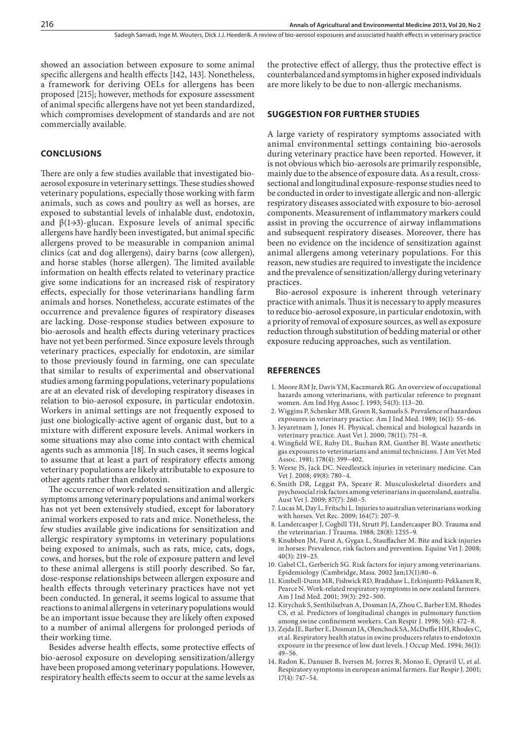showed an association between exposure to some animal specific allergens and health effects [142, 143]. Nonetheless, a framework for deriving OELs for allergens has been proposed [215]; however, methods for exposure assessment of animal specific allergens have not yet been standardized, which compromises development of standards and are not commercially available.

## CONCLUSIONS

There are only a few studies available that investigated bio-aerosol exposure in veterinary settings. These studies showed veterinary populations, especially those working with farm animals, such as cows and poultry as well as horses, are exposed to substantial levels of inhalable dust, endotoxin, and β(1→3)-glucan. Exposure levels of animal specific allergens have hardly been investigated, but animal specific allergens proved to be measurable in companion animal clinics (cat and dog allergens), dairy barns (cow allergen), and horse stables (horse allergen). The limited available information on health effects related to veterinary practice give some indications for an increased risk of respiratory effects, especially for those veterinarians handling farm animals and horses. Nonetheless, accurate estimates of the occurrence and prevalence figures of respiratory diseases are lacking. Dose-response studies between exposure to bio-aerosols and health effects during veterinary practices have not yet been performed. Since exposure levels through veterinary practices, especially for endotoxin, are similar to those previously found in farming, one can speculate that similar to results of experimental and observational studies among farming populations, veterinary populations are at an elevated risk of developing respiratory diseases in relation to bio-aerosol exposure, in particular endotoxin. Workers in animal settings are not frequently exposed to just one biologically-active agent of organic dust, but to a mixture with different exposure levels. Animal workers in some situations may also come into contact with chemical agents such as ammonia [18]. In such cases, it seems logical to assume that at least a part of respiratory effects among veterinary populations are likely attributable to exposure to other agents rather than endotoxin.

The occurrence of work-related sensitization and allergic symptoms among veterinary populations and animal workers has not yet been extensively studied, except for laboratory animal workers exposed to rats and mice. Nonetheless, the few studies available give indications for sensitization and allergic respiratory symptoms in veterinary populations being exposed to animals, such as rats, mice, cats, dogs, cows, and horses, but the role of exposure pattern and level to these animal allergens is still poorly described. So far, dose-response relationships between allergen exposure and health effects through veterinary practices have not yet been conducted. In general, it seems logical to assume that reactions to animal allergens in veterinary populations would be an important issue because they are likely often exposed to a number of animal allergens for prolonged periods of their working time.

Besides adverse health effects, some protective effects of bio-aerosol exposure on developing sensitization/allergy have been proposed among veterinary populations. However, respiratory health effects seem to occur at the same levels as the protective effect of allergy, thus the protective effect is counterbalanced and symptoms in higher exposed individuals are more likely to be due to non-allergic mechanisms.

## SUGGESTION FOR FURTHER STUDIES

A large variety of respiratory symptoms associated with animal environmental settings containing bio-aerosols during veterinary practice have been reported. However, it is not obvious which bio-aerosols are primarily responsible, mainly due to the absence of exposure data. As a result, cross-sectional and longitudinal exposure-response studies need to be conducted in order to investigate allergic and non-allergic respiratory diseases associated with exposure to bio-aerosol components. Measurement of inflammatory markers could assist in proving the occurrence of airway inflammations and subsequent respiratory diseases. Moreover, there has been no evidence on the incidence of sensitization against animal allergens among veterinary populations. For this reason, new studies are required to investigate the incidence and the prevalence of sensitization/allergy during veterinary practices.

Bio-aerosol exposure is inherent through veterinary practice with animals. Thus it is necessary to apply measures to reduce bio-aerosol exposure, in particular endotoxin, with a priority of removal of exposure sources, as well as exposure reduction through substitution of bedding material or other exposure reducing approaches, such as ventilation.

## REFERENCES

1. Moore RM Jr, Davis YM, Kaczmarek RG. An overview of occupational hazards among veterinarians, with particular reference to pregnant women. Am Ind Hyg Assoc J. 1993; 54(3): 113–20.
2. Wiggins P, Schenker MB, Green R, Samuels S. Prevalence of hazardous exposures in veterinary practice. Am J Ind Med. 1989; 16(1): 55–66.
3. Jeyaretnam J, Jones H. Physical, chemical and biological hazards in veterinary practice. Aust Vet J. 2000; 78(11): 751–8.
4. Wingfield WE, Ruby DL, Buchan RM, Gunther BJ. Waste anesthetic gas exposures to veterinarians and animal technicians. J Am Vet Med Assoc. 1981; 178(4): 399–402.
5. Weese JS, Jack DC. Needlestick injuries in veterinary medicine. Can Vet J. 2008; 49(8): 780–4.
6. Smith DR, Leggat PA, Speare R. Musculoskeletal disorders and psychosocial risk factors among veterinarians in queensland, australia. Aust Vet J. 2009; 87(7): 260–5.
7. Lucas M, Day L, Fritschi L. Injuries to australian veterinarians working with horses. Vet Rec. 2009; 164(7): 207–9.
8. Landercasper J, Cogbill TH, Strutt PJ, Landercasper BO. Trauma and the veterinarian. J Trauma. 1988; 28(8): 1255–9.
9. Knubben JM, Furst A, Gygax L, Stauffacher M. Bite and kick injuries in horses: Prevalence, risk factors and prevention. Equine Vet J. 2008; 40(3): 219–23.
10. Gabel CL, Gerberich SG. Risk factors for injury among veterinarians. Epidemiology (Cambridge, Mass. 2002 Jan;13(1):80–6.
11. Kimbell-Dunn MR, Fishwick RD, Bradshaw L, Erkinjuntti-Pekkanen R, Pearce N. Work-related respiratory symptoms in new zealand farmers. Am J Ind Med. 2001; 39(3): 292–300.
12. Kirychuk S, Senthilselvan A, Dosman JA, Zhou C, Barber EM, Rhodes CS, et al. Predictors of longitudinal changes in pulmonary function among swine confinement workers. Can Respir J. 1998; 5(6): 472–8.
13. Zejda JE, Barber E, Dosman JA, Olenchock SA, McDuffie HH, Rhodes C, et al. Respiratory health status in swine producers relates to endotoxin exposure in the presence of low dust levels. J Occup Med. 1994; 36(1): 49–56.
14. Radon K, Danuser B, Iversen M, Jorres R, Monso E, Opravil U, et al. Respiratory symptoms in european animal farmers. Eur Respir J. 2001; 17(4): 747–54.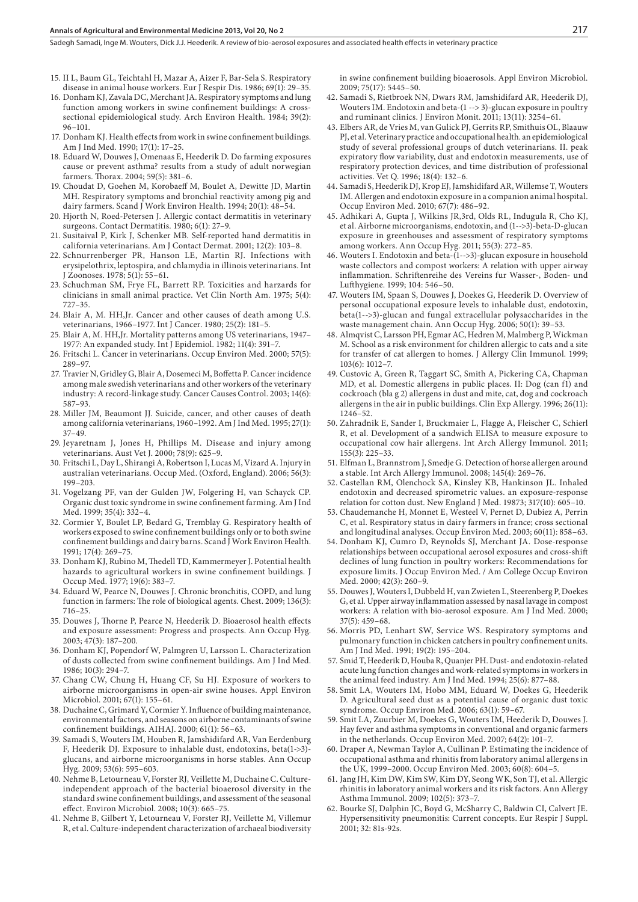15. Il L, Baum GL, Teichtahl H, Mazar A, Aizer F, Bar-Sela S. Respiratory disease in animal house workers. Eur J Respir Dis. 1986; 69(1): 29–35.
16. Donham KJ, Zavala DC, Merchant JA. Respiratory symptoms and lung function among workers in swine confinement buildings: A cross-sectional epidemiological study. Arch Environ Health. 1984; 39(2): 96–101.
17. Donham KJ. Health effects from work in swine confinement buildings. Am J Ind Med. 1990; 17(1): 17–25.
18. Eduard W, Douwes J, Omenaas E, Heederik D. Do farming exposures cause or prevent asthma? results from a study of adult norwegian farmers. Thorax. 2004; 59(5): 381–6.
19. Choudat D, Goehen M, Korobaeff M, Boulet A, Dewitte JD, Martin MH. Respiratory symptoms and bronchial reactivity among pig and dairy farmers. Scand J Work Environ Health. 1994; 20(1): 48–54.
20. Hjorth N, Roed-Petersen J. Allergic contact dermatitis in veterinary surgeons. Contact Dermatitis. 1980; 6(1): 27–9.
21. Susitaival P, Kirk J, Schenker MB. Self-reported hand dermatitis in california veterinarians. Am J Contact Dermat. 2001; 12(2): 103–8.
22. Schnurrenberger PR, Hanson LE, Martin RJ. Infections with erysipelothrix, leptospira, and chlamydia in illinois veterinarians. Int J Zoonoses. 1978; 5(1): 55–61.
23. Schuchman SM, Frye FL, Barrett RP. Toxicities and harzards for clinicians in small animal practice. Vet Clin North Am. 1975; 5(4): 727–35.
24. Blair A, M. HH,Jr. Cancer and other causes of death among U.S. veterinarians, 1966–1977. Int J Cancer. 1980; 25(2): 181–5.
25. Blair A, M. HH,Jr. Mortality patterns among US veterinarians, 1947–1977: An expanded study. Int J Epidemiol. 1982; 11(4): 391–7.
26. Fritschi L. Cancer in veterinarians. Occup Environ Med. 2000; 57(5): 289–97.
27. Travier N, Gridley G, Blair A, Dosemeci M, Boffetta P. Cancer incidence among male swedish veterinarians and other workers of the veterinary industry: A record-linkage study. Cancer Causes Control. 2003; 14(6): 587–93.
28. Miller JM, Beaumont JJ. Suicide, cancer, and other causes of death among california veterinarians, 1960–1992. Am J Ind Med. 1995; 27(1): 37–49.
29. Jeyaretnam J, Jones H, Phillips M. Disease and injury among veterinarians. Aust Vet J. 2000; 78(9): 625–9.
30. Fritschi L, Day L, Shirangi A, Robertson I, Lucas M, Vizard A. Injury in australian veterinarians. Occup Med. (Oxford, England). 2006; 56(3): 199–203.
31. Vogelzang PF, van der Gulden JW, Folgering H, van Schayck CP. Organic dust toxic syndrome in swine confinement farming. Am J Ind Med. 1999; 35(4): 332–4.
32. Cormier Y, Boulet LP, Bedard G, Tremblay G. Respiratory health of workers exposed to swine confinement buildings only or to both swine confinement buildings and dairy barns. Scand J Work Environ Health. 1991; 17(4): 269–75.
33. Donham KJ, Rubino M, Thedell TD, Kammermeyer J. Potential health hazards to agricultural workers in swine confinement buildings. J Occup Med. 1977; 19(6): 383–7.
34. Eduard W, Pearce N, Douwes J. Chronic bronchitis, COPD, and lung function in farmers: The role of biological agents. Chest. 2009; 136(3): 716–25.
35. Douwes J, Thorne P, Pearce N, Heederik D. Bioaerosol health effects and exposure assessment: Progress and prospects. Ann Occup Hyg. 2003; 47(3): 187–200.
36. Donham KJ, Popendorf W, Palmgren U, Larsson L. Characterization of dusts collected from swine confinement buildings. Am J Ind Med. 1986; 10(3): 294–7.
37. Chang CW, Chung H, Huang CF, Su HJ. Exposure of workers to airborne microorganisms in open-air swine houses. Appl Environ Microbiol. 2001; 67(1): 155–61.
38. Duchaine C, Grimard Y, Cormier Y. Influence of building maintenance, environmental factors, and seasons on airborne contaminants of swine confinement buildings. AIHAJ. 2000; 61(1): 56–63.
39. Samadi S, Wouters IM, Houben R, Jamshidifard AR, Van Eerdenburg F, Heederik DJ. Exposure to inhalable dust, endotoxins, beta(1->3)-glucans, and airborne microorganisms in horse stables. Ann Occup Hyg. 2009; 53(6): 595–603.
40. Nehme B, Letourneau V, Forster RJ, Veillette M, Duchaine C. Culture-independent approach of the bacterial bioaerosol diversity in the standard swine confinement buildings, and assessment of the seasonal effect. Environ Microbiol. 2008; 10(3): 665–75.
41. Nehme B, Gilbert Y, Letourneau V, Forster RJ, Veillette M, Villemur R, et al. Culture-independent characterization of archaeal biodiversity in swine confinement building bioaerosols. Appl Environ Microbiol. 2009; 75(17): 5445–50.
42. Samadi S, Rietbroek NN, Dwars RM, Jamshidifard AR, Heederik DJ, Wouters IM. Endotoxin and beta-(1 --> 3)-glucan exposure in poultry and ruminant clinics. J Environ Monit. 2011; 13(11): 3254–61.
43. Elbers AR, de Vries M, van Gulick PJ, Gerrits RP, Smithuis OL, Blaauw PJ, et al. Veterinary practice and occupational health. an epidemiological study of several professional groups of dutch veterinarians. II. peak expiratory flow variability, dust and endotoxin measurements, use of respiratory protection devices, and time distribution of professional activities. Vet Q. 1996; 18(4): 132–6.
44. Samadi S, Heederik DJ, Krop EJ, Jamshidifard AR, Willemse T, Wouters IM. Allergen and endotoxin exposure in a companion animal hospital. Occup Environ Med. 2010; 67(7): 486–92.
45. Adhikari A, Gupta J, Wilkins JR,3rd, Olds RL, Indugula R, Cho KJ, et al. Airborne microorganisms, endotoxin, and (1-->3)-beta-D-glucan exposure in greenhouses and assessment of respiratory symptoms among workers. Ann Occup Hyg. 2011; 55(3): 272–85.
46. Wouters I. Endotoxin and beta-(1-->3)-glucan exposure in household waste collectors and compost workers: A relation with upper airway inflammation. Schriftenreihe des Vereins fur Wasser-, Boden- und Lufthygiene. 1999; 104: 546–50.
47. Wouters IM, Spaan S, Douwes J, Doekes G, Heederik D. Overview of personal occupational exposure levels to inhalable dust, endotoxin, beta(1-->3)-glucan and fungal extracellular polysaccharides in the waste management chain. Ann Occup Hyg. 2006; 50(1): 39–53.
48. Almqvist C, Larsson PH, Egmar AC, Hedren M, Malmberg P, Wickman M. School as a risk environment for children allergic to cats and a site for transfer of cat allergen to homes. J Allergy Clin Immunol. 1999; 103(6): 1012–7.
49. Custovic A, Green R, Taggart SC, Smith A, Pickering CA, Chapman MD, et al. Domestic allergens in public places. II: Dog (can f1) and cockroach (bla g 2) allergens in dust and mite, cat, dog and cockroach allergens in the air in public buildings. Clin Exp Allergy. 1996; 26(11): 1246–52.
50. Zahradnik E, Sander I, Bruckmaier L, Flagge A, Fleischer C, Schierl R, et al. Development of a sandwich ELISA to measure exposure to occupational cow hair allergens. Int Arch Allergy Immunol. 2011; 155(3): 225–33.
51. Elfman L, Brannstrom J, Smedje G. Detection of horse allergen around a stable. Int Arch Allergy Immunol. 2008; 145(4): 269–76.
52. Castellan RM, Olenchock SA, Kinsley KB, Hankinson JL. Inhaled endotoxin and decreased spirometric values. an exposure-response relation for cotton dust. New England J Med. 19873; 317(10): 605–10.
53. Chaudemanche H, Monnet E, Westeel V, Pernet D, Dubiez A, Perrin C, et al. Respiratory status in dairy farmers in france; cross sectional and longitudinal analyses. Occup Environ Med. 2003; 60(11): 858–63.
54. Donham KJ, Cumro D, Reynolds SJ, Merchant JA. Dose-response relationships between occupational aerosol exposures and cross-shift declines of lung function in poultry workers: Recommendations for exposure limits. J Occup Environ Med. / Am College Occup Environ Med. 2000; 42(3): 260–9.
55. Douwes J, Wouters I, Dubbeld H, van Zwieten L, Steerenberg P, Doekes G, et al. Upper airway inflammation assessed by nasal lavage in compost workers: A relation with bio-aerosol exposure. Am J Ind Med. 2000; 37(5): 459–68.
56. Morris PD, Lenhart SW, Service WS. Respiratory symptoms and pulmonary function in chicken catchers in poultry confinement units. Am J Ind Med. 1991; 19(2): 195–204.
57. Smid T, Heederik D, Houba R, Quanjer PH. Dust- and endotoxin-related acute lung function changes and work-related symptoms in workers in the animal feed industry. Am J Ind Med. 1994; 25(6): 877–88.
58. Smit LA, Wouters IM, Hobo MM, Eduard W, Doekes G, Heederik D. Agricultural seed dust as a potential cause of organic dust toxic syndrome. Occup Environ Med. 2006; 63(1): 59–67.
59. Smit LA, Zuurbier M, Doekes G, Wouters IM, Heederik D, Douwes J. Hay fever and asthma symptoms in conventional and organic farmers in the netherlands. Occup Environ Med. 2007; 64(2): 101–7.
60. Draper A, Newman Taylor A, Cullinan P. Estimating the incidence of occupational asthma and rhinitis from laboratory animal allergens in the UK, 1999–2000. Occup Environ Med. 2003; 60(8): 604–5.
61. Jang JH, Kim DW, Kim SW, Kim DY, Seong WK, Son TJ, et al. Allergic rhinitis in laboratory animal workers and its risk factors. Ann Allergy Asthma Immunol. 2009; 102(5): 373–7.
62. Bourke SJ, Dalphin JC, Boyd G, McSharry C, Baldwin CI, Calvert JE. Hypersensitivity pneumonitis: Current concepts. Eur Respir J Suppl. 2001; 32: 81s-92s.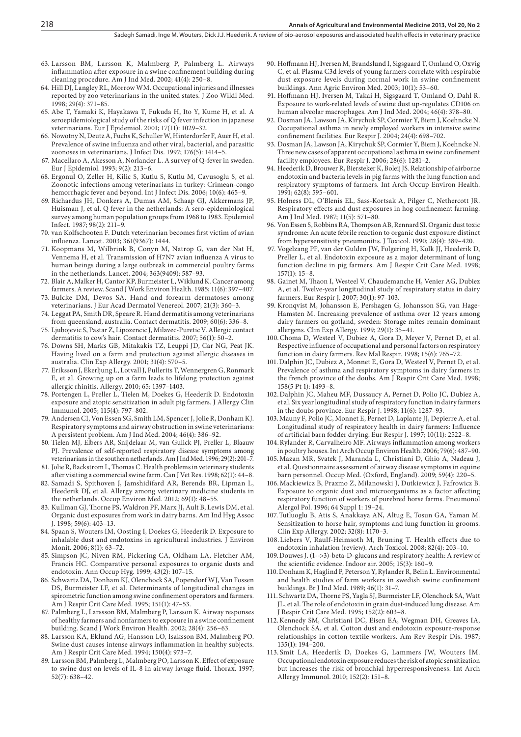63. Larsson BM, Larsson K, Malmberg P, Palmberg L. Airways inflammation after exposure in a swine confinement building during cleaning procedure. Am J Ind Med. 2002; 41(4): 250–8.
64. Hill DJ, Langley RL, Morrow WM. Occupational injuries and illnesses reported by zoo veterinarians in the united states. J Zoo Wildl Med. 1998; 29(4): 371–85.
65. Abe T, Yamaki K, Hayakawa T, Fukuda H, Ito Y, Kume H, et al. A seroepidemiological study of the risks of Q fever infection in japanese veterinarians. Eur J Epidemiol. 2001; 17(11): 1029–32.
66. Nowotny N, Deutz A, Fuchs K, Schuller W, Hinterdorfer F, Auer H, et al. Prevalence of swine influenza and other viral, bacterial, and parasitic zoonoses in veterinarians. J Infect Dis. 1997; 176(5): 1414–5.
67. Macellaro A, Akesson A, Norlander L. A survey of Q-fever in sweden. Eur J Epidemiol. 1993; 9(2): 213–6.
68. Ergonul O, Zeller H, Kilic S, Kutlu S, Kutlu M, Cavusoglu S, et al. Zoonotic infections among veterinarians in turkey: Crimean-congo hemorrhagic fever and beyond. Int J Infect Dis. 2006; 10(6): 465–9.
69. Richardus JH, Donkers A, Dumas AM, Schaap GJ, Akkermans JP, Huisman J, et al. Q fever in the netherlands: A sero-epidemiological survey among human population groups from 1968 to 1983. Epidemiol Infect. 1987; 98(2): 211–9.
70. van Kolfschooten F. Dutch veterinarian becomes first victim of avian influenza. Lancet. 2003; 361(9367): 1444.
71. Koopmans M, Wilbrink B, Conyn M, Natrop G, van der Nat H, Vennema H, et al. Transmission of H7N7 avian influenza A virus to human beings during a large outbreak in commercial poultry farms in the netherlands. Lancet. 2004; 363(9409): 587–93.
72. Blair A, Malker H, Cantor KP, Burmeister L, Wiklund K. Cancer among farmers. A review. Scand J Work Environ Health. 1985; 11(6): 397–407.
73. Bulcke DM, Devos SA. Hand and forearm dermatoses among veterinarians. J Eur Acad Dermatol Venereol. 2007; 21(3): 360–3.
74. Leggat PA, Smith DR, Speare R. Hand dermatitis among veterinarians from queensland, australia. Contact dermatitis. 2009; 60(6): 336–8.
75. Ljubojevic S, Pastar Z, Lipozencic J, Milavec-Puretic V. Allergic contact dermatitis to cow's hair. Contact dermatitis. 2007; 56(1): 50–2.
76. Downs SH, Marks GB, Mitakakis TZ, Leuppi JD, Car NG, Peat JK. Having lived on a farm and protection against allergic diseases in australia. Clin Exp Allergy. 2001; 31(4): 570–5.
77. Eriksson J, Ekerljung L, Lotvall J, Pullerits T, Wennergren G, Ronmark E, et al. Growing up on a farm leads to lifelong protection against allergic rhinitis. Allergy. 2010; 65: 1397–1403.
78. Portengen L, Preller L, Tielen M, Doekes G, Heederik D. Endotoxin exposure and atopic sensitization in adult pig farmers. J Allergy Clin Immunol. 2005; 115(4): 797–802.
79. Andersen CI, Von Essen SG, Smith LM, Spencer J, Jolie R, Donham KJ. Respiratory symptoms and airway obstruction in swine veterinarians: A persistent problem. Am J Ind Med. 2004; 46(4): 386–92.
80. Tielen MJ, Elbers AR, Snijdelaar M, van Gulick PJ, Preller L, Blaauw PJ. Prevalence of self-reported respiratory disease symptoms among veterinarians in the southern netherlands. Am J Ind Med. 1996; 29(2): 201–7.
81. Jolie R, Backstrom L, Thomas C. Health problems in veterinary students after visiting a commercial swine farm. Can J Vet Res. 1998; 62(1): 44–8.
82. Samadi S, Spithoven J, Jamshidifard AR, Berends BR, Lipman L, Heederik DJ, et al. Allergy among veterinary medicine students in the netherlands. Occup Environ Med. 2012; 69(1): 48–55.
83. Kullman GJ, Thorne PS, Waldron PF, Marx JJ, Ault B, Lewis DM, et al. Organic dust exposures from work in dairy barns. Am Ind Hyg Assoc J. 1998; 59(6): 403–13.
84. Spaan S, Wouters IM, Oosting I, Doekes G, Heederik D. Exposure to inhalable dust and endotoxins in agricultural industries. J Environ Monit. 2006; 8(1): 63–72.
85. Simpson JC, Niven RM, Pickering CA, Oldham LA, Fletcher AM, Francis HC. Comparative personal exposures to organic dusts and endotoxin. Ann Occup Hyg. 1999; 43(2): 107–15.
86. Schwartz DA, Donham KJ, Olenchock SA, Popendorf WJ, Van Fossen DS, Burmeister LF, et al. Determinants of longitudinal changes in spirometric function among swine confinement operators and farmers. Am J Respir Crit Care Med. 1995; 151(1): 47–53.
87. Palmberg L, Larssson BM, Malmberg P, Larsson K. Airway responses of healthy farmers and nonfarmers to exposure in a swine confinement building. Scand J Work Environ Health. 2002; 28(4): 256–63.
88. Larsson KA, Eklund AG, Hansson LO, Isaksson BM, Malmberg PO. Swine dust causes intense airways inflammation in healthy subjects. Am J Respir Crit Care Med. 1994; 150(4): 973–7.
89. Larsson BM, Palmberg L, Malmberg PO, Larsson K. Effect of exposure to swine dust on levels of IL-8 in airway lavage fluid. Thorax. 1997; 52(7): 638–42.
90. Hoffmann HJ, Iversen M, Brandslund I, Sigsgaard T, Omland O, Oxvig C, et al. Plasma C3d levels of young farmers correlate with respirable dust exposure levels during normal work in swine confinement buildings. Ann Agric Environ Med. 2003; 10(1): 53–60.
91. Hoffmann HJ, Iversen M, Takai H, Sigsgaard T, Omland O, Dahl R. Exposure to work-related levels of swine dust up-regulates CD106 on human alveolar macrophages. Am J Ind Med. 2004; 46(4): 378–80.
92. Dosman JA, Lawson JA, Kirychuk SP, Cormier Y, Biem J, Koehncke N. Occupational asthma in newly employed workers in intensive swine confinement facilities. Eur Respir J. 2004; 24(4): 698–702.
93. Dosman JA, Lawson JA, Kirychuk SP, Cormier Y, Biem J, Koehncke N. Three new cases of apparent occupational asthma in swine confinement facility employees. Eur Respir J. 2006; 28(6): 1281–2.
94. Heederik D, Brouwer R, Biersteker K, Boleij JS. Relationship of airborne endotoxin and bacteria levels in pig farms with the lung function and respiratory symptoms of farmers. Int Arch Occup Environ Health. 1991; 62(8): 595–601.
95. Holness DL, O'Blenis EL, Sass-Kortsak A, Pilger C, Nethercott JR. Respiratory effects and dust exposures in hog confinement farming. Am J Ind Med. 1987; 11(5): 571–80.
96. Von Essen S, Robbins RA, Thompson AB, Rennard SI. Organic dust toxic syndrome: An acute febrile reaction to organic dust exposure distinct from hypersensitivity pneumonitis. J Toxicol. 1990; 28(4): 389–420.
97. Vogelzang PF, van der Gulden JW, Folgering H, Kolk JJ, Heederik D, Preller L, et al. Endotoxin exposure as a major determinant of lung function decline in pig farmers. Am J Respir Crit Care Med. 1998; 157(1): 15–8.
98. Gainet M, Thaon I, Westeel V, Chaudemanche H, Venier AG, Dubiez A, et al. Twelve-year longitudinal study of respiratory status in dairy farmers. Eur Respir J. 2007; 30(1): 97–103.
99. Kronqvist M, Johansson E, Pershagen G, Johansson SG, van Hage-Hamsten M. Increasing prevalence of asthma over 12 years among dairy farmers on gotland, sweden: Storage mites remain dominant allergens. Clin Exp Allergy. 1999; 29(1): 35–41.
100. Choma D, Westeel V, Dubiez A, Gora D, Meyer V, Pernet D, et al. Respective influence of occupational and personal factors on respiratory function in dairy farmers. Rev Mal Respir. 1998; 15(6): 765–72.
101. Dalphin JC, Dubiez A, Monnet E, Gora D, Westeel V, Pernet D, et al. Prevalence of asthma and respiratory symptoms in dairy farmers in the french province of the doubs. Am J Respir Crit Care Med. 1998; 158(5 Pt 1): 1493–8.
102. Dalphin JC, Maheu MF, Dussaucy A, Pernet D, Polio JC, Dubiez A, et al. Six year longitudinal study of respiratory function in dairy farmers in the doubs province. Eur Respir J. 1998; 11(6): 1287–93.
103. Mauny F, Polio JC, Monnet E, Pernet D, Laplante JJ, Depierre A, et al. Longitudinal study of respiratory health in dairy farmers: Influence of artificial barn fodder drying. Eur Respir J. 1997; 10(11): 2522–8.
104. Rylander R, Carvalheiro MF. Airways inflammation among workers in poultry houses. Int Arch Occup Environ Health. 2006; 79(6): 487–90.
105. Mazan MR, Svatek J, Maranda L, Christiani D, Ghio A, Nadeau J, et al. Questionnaire assessment of airway disease symptoms in equine barn personnel. Occup Med. (Oxford, England). 2009; 59(4): 220–5.
106. Mackiewicz B, Prazmo Z, Milanowski J, Dutkiewicz J, Fafrowicz B. Exposure to organic dust and microorganisms as a factor affecting respiratory function of workers of purebred horse farms. Pneumonol Alergol Pol. 1996; 64 Suppl 1: 19–24.
107. Tutluoglu B, Atis S, Anakkaya AN, Altug E, Tosun GA, Yaman M. Sensitization to horse hair, symptoms and lung function in grooms. Clin Exp Allergy. 2002; 32(8): 1170–3.
108. Liebers V, Raulf-Heimsoth M, Bruning T. Health effects due to endotoxin inhalation (review). Arch Toxicol. 2008; 82(4): 203–10.
109. Douwes J. (1-->3)-beta-D-glucans and respiratory health: A review of the scientific evidence. Indoor air. 2005; 15(3): 160–9.
110. Donham KJ, Haglind P, Peterson Y, Rylander R, Belin L. Environmental and health studies of farm workers in swedish swine confinement buildings. Br J Ind Med. 1989; 46(1): 31–7.
111. Schwartz DA, Thorne PS, Yagla SJ, Burmeister LF, Olenchock SA, Watt JL, et al. The role of endotoxin in grain dust-induced lung disease. Am J Respir Crit Care Med. 1995; 152(2): 603–8.
112. Kennedy SM, Christiani DC, Eisen EA, Wegman DH, Greaves IA, Olenchock SA, et al. Cotton dust and endotoxin exposure-response relationships in cotton textile workers. Am Rev Respir Dis. 1987; 135(1): 194–200.
113. Smit LA, Heederik D, Doekes G, Lammers JW, Wouters IM. Occupational endotoxin exposure reduces the risk of atopic sensitization but increases the risk of bronchial hyperresponsiveness. Int Arch Allergy Immunol. 2010; 152(2): 151–8.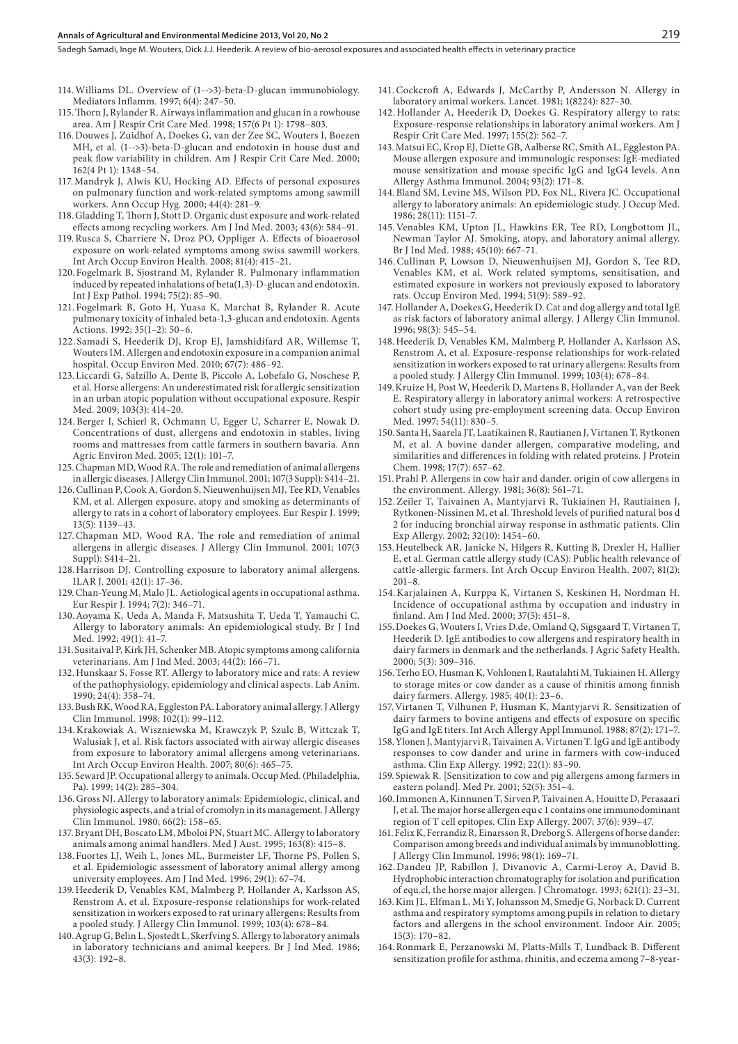114. Williams DL. Overview of (1-->3)-beta-D-glucan immunobiology. Mediators Inflamm. 1997; 6(4): 247–50.

115. Thorn J, Rylander R. Airways inflammation and glucan in a rowhouse area. Am J Respir Crit Care Med. 1998; 157(6 Pt 1): 1798–803.

116. Douwes J, Zuidhof A, Doekes G, van der Zee SC, Wouters I, Boezen MH, et al. (1-->3)-beta-D-glucan and endotoxin in house dust and peak flow variability in children. Am J Respir Crit Care Med. 2000; 162(4 Pt 1): 1348–54.

117. Mandryk J, Alwis KU, Hocking AD. Effects of personal exposures on pulmonary function and work-related symptoms among sawmill workers. Ann Occup Hyg. 2000; 44(4): 281–9.

118. Gladding T, Thorn J, Stott D. Organic dust exposure and work-related effects among recycling workers. Am J Ind Med. 2003; 43(6): 584–91.

119. Rusca S, Charriere N, Droz PO, Oppliger A. Effects of bioaerosol exposure on work-related symptoms among swiss sawmill workers. Int Arch Occup Environ Health. 2008; 81(4): 415–21.

120. Fogelmark B, Sjostrand M, Rylander R. Pulmonary inflammation induced by repeated inhalations of beta(1,3)-D-glucan and endotoxin. Int J Exp Pathol. 1994; 75(2): 85–90.

121. Fogelmark B, Goto H, Yuasa K, Marchat B, Rylander R. Acute pulmonary toxicity of inhaled beta-1,3-glucan and endotoxin. Agents Actions. 1992; 35(1–2): 50–6.

122. Samadi S, Heederik DJ, Krop EJ, Jamshidifard AR, Willemse T, Wouters IM. Allergen and endotoxin exposure in a companion animal hospital. Occup Environ Med. 2010; 67(7): 486–92.

123. Liccardi G, Salzillo A, Dente B, Piccolo A, Lobefalo G, Noschese P, et al. Horse allergens: An underestimated risk for allergic sensitization in an urban atopic population without occupational exposure. Respir Med. 2009; 103(3): 414–20.

124. Berger I, Schierl R, Ochmann U, Egger U, Scharrer E, Nowak D. Concentrations of dust, allergens and endotoxin in stables, living rooms and mattresses from cattle farmers in southern bavaria. Ann Agric Environ Med. 2005; 12(1): 101–7.

125. Chapman MD, Wood RA. The role and remediation of animal allergens in allergic diseases. J Allergy Clin Immunol. 2001; 107(3 Suppl): S414–21.

126. Cullinan P, Cook A, Gordon S, Nieuwenhuijsen MJ, Tee RD, Venables KM, et al. Allergen exposure, atopy and smoking as determinants of allergy to rats in a cohort of laboratory employees. Eur Respir J. 1999; 13(5): 1139–43.

127. Chapman MD, Wood RA. The role and remediation of animal allergens in allergic diseases. J Allergy Clin Immunol. 2001; 107(3 Suppl): S414–21.

128. Harrison DJ. Controlling exposure to laboratory animal allergens. ILAR J. 2001; 42(1): 17–36.

129. Chan-Yeung M, Malo JL. Aetiological agents in occupational asthma. Eur Respir J. 1994; 7(2): 346–71.

130. Aoyama K, Ueda A, Manda F, Matsushita T, Ueda T, Yamauchi C. Allergy to laboratory animals: An epidemiological study. Br J Ind Med. 1992; 49(1): 41–7.

131. Susitaival P, Kirk JH, Schenker MB. Atopic symptoms among california veterinarians. Am J Ind Med. 2003; 44(2): 166–71.

132. Hunskaar S, Fosse RT. Allergy to laboratory mice and rats: A review of the pathophysiology, epidemiology and clinical aspects. Lab Anim. 1990; 24(4): 358–74.

133. Bush RK, Wood RA, Eggleston PA. Laboratory animal allergy. J Allergy Clin Immunol. 1998; 102(1): 99–112.

134. Krakowiak A, Wiszniewska M, Krawczyk P, Szulc B, Wittczak T, Walusiak J, et al. Risk factors associated with airway allergic diseases from exposure to laboratory animal allergens among veterinarians. Int Arch Occup Environ Health. 2007; 80(6): 465–75.

135. Seward JP. Occupational allergy to animals. Occup Med. (Philadelphia, Pa). 1999; 14(2): 285–304.

136. Gross NJ. Allergy to laboratory animals: Epidemiologic, clinical, and physiologic aspects, and a trial of cromolyn in its management. J Allergy Clin Immunol. 1980; 66(2): 158–65.

137. Bryant DH, Boscato LM, Mboloi PN, Stuart MC. Allergy to laboratory animals among animal handlers. Med J Aust. 1995; 163(8): 415–8.

138. Fuortes LJ, Weih L, Jones ML, Burmeister LF, Thorne PS, Pollen S, et al. Epidemiologic assessment of laboratory animal allergy among university employees. Am J Ind Med. 1996; 29(1): 67–74.

139. Heederik D, Venables KM, Malmberg P, Hollander A, Karlsson AS, Renstrom A, et al. Exposure-response relationships for work-related sensitization in workers exposed to rat urinary allergens: Results from a pooled study. J Allergy Clin Immunol. 1999; 103(4): 678–84.

140. Agrup G, Belin L, Sjostedt L, Skerfving S. Allergy to laboratory animals in laboratory technicians and animal keepers. Br J Ind Med. 1986; 43(3): 192–8.

141. Cockcroft A, Edwards J, McCarthy P, Andersson N. Allergy in laboratory animal workers. Lancet. 1981; 1(8224): 827–30.

142. Hollander A, Heederik D, Doekes G. Respiratory allergy to rats: Exposure-response relationships in laboratory animal workers. Am J Respir Crit Care Med. 1997; 155(2): 562–7.

143. Matsui EC, Krop EJ, Diette GB, Aalberse RC, Smith AL, Eggleston PA. Mouse allergen exposure and immunologic responses: IgE-mediated mouse sensitization and mouse specific IgG and IgG4 levels. Ann Allergy Asthma Immunol. 2004; 93(2): 171–8.

144. Bland SM, Levine MS, Wilson PD, Fox NL, Rivera JC. Occupational allergy to laboratory animals: An epidemiologic study. J Occup Med. 1986; 28(11): 1151–7.

145. Venables KM, Upton JL, Hawkins ER, Tee RD, Longbottom JL, Newman Taylor AJ. Smoking, atopy, and laboratory animal allergy. Br J Ind Med. 1988; 45(10): 667–71.

146. Cullinan P, Lowson D, Nieuwenhuijsen MJ, Gordon S, Tee RD, Venables KM, et al. Work related symptoms, sensitisation, and estimated exposure in workers not previously exposed to laboratory rats. Occup Environ Med. 1994; 51(9): 589–92.

147. Hollander A, Doekes G, Heederik D. Cat and dog allergy and total IgE as risk factors of laboratory animal allergy. J Allergy Clin Immunol. 1996; 98(3): 545–54.

148. Heederik D, Venables KM, Malmberg P, Hollander A, Karlsson AS, Renstrom A, et al. Exposure-response relationships for work-related sensitization in workers exposed to rat urinary allergens: Results from a pooled study. J Allergy Clin Immunol. 1999; 103(4): 678–84.

149. Kruize H, Post W, Heederik D, Martens B, Hollander A, van der Beek E. Respiratory allergy in laboratory animal workers: A retrospective cohort study using pre-employment screening data. Occup Environ Med. 1997; 54(11): 830–5.

150. Santa H, Saarela JT, Laatikainen R, Rautianen J, Virtanen T, Rytkonen M, et al. A bovine dander allergen, comparative modeling, and similarities and differences in folding with related proteins. J Protein Chem. 1998; 17(7): 657–62.

151. Prahl P. Allergens in cow hair and dander. origin of cow allergens in the environment. Allergy. 1981; 36(8): 561–71.

152. Zeiler T, Taivainen A, Mantyjarvi R, Tukiainen H, Rautiainen J, Rytkonen-Nissinen M, et al. Threshold levels of purified natural bos d 2 for inducing bronchial airway response in asthmatic patients. Clin Exp Allergy. 2002; 32(10): 1454–60.

153. Heutelbeck AR, Janicke N, Hilgers R, Kutting B, Drexler H, Hallier E, et al. German cattle allergy study (CAS): Public health relevance of cattle-allergic farmers. Int Arch Occup Environ Health. 2007; 81(2): 201–8.

154. Karjalainen A, Kurppa K, Virtanen S, Keskinen H, Nordman H. Incidence of occupational asthma by occupation and industry in finland. Am J Ind Med. 2000; 37(5): 451–8.

155. Doekes G, Wouters I, Vries D.de, Omland Q, Sigsgaard T, Virtanen T, Heederik D. IgE antibodies to cow allergens and respiratory health in dairy farmers in denmark and the netherlands. J Agric Safety Health. 2000; 5(3): 309–316.

156. Terho EO, Husman K, Vohlonen I, Rautalahti M, Tukiainen H. Allergy to storage mites or cow dander as a cause of rhinitis among finnish dairy farmers. Allergy. 1985; 40(1): 23–6.

157. Virtanen T, Vilhunen P, Husman K, Mantyjarvi R. Sensitization of dairy farmers to bovine antigens and effects of exposure on specific IgG and IgE titers. Int Arch Allergy Appl Immunol. 1988; 87(2): 171–7.

158. Ylonen J, Mantyjarvi R, Taivainen A, Virtanen T. IgG and IgE antibody responses to cow dander and urine in farmers with cow-induced asthma. Clin Exp Allergy. 1992; 22(1): 83–90.

159. Spiewak R. [Sensitization to cow and pig allergens among farmers in eastern poland]. Med Pr. 2001; 52(5): 351–4.

160. Immonen A, Kinnunen T, Sirven P, Taivainen A, Houitte D, Perasaari J, et al. The major horse allergen equ c 1 contains one immunodominant region of T cell epitopes. Clin Exp Allergy. 2007; 37(6): 939–47.

161. Felix K, Ferrandiz R, Einarsson R, Dreborg S. Allergens of horse dander: Comparison among breeds and individual animals by immunoblotting. J Allergy Clin Immunol. 1996; 98(1): 169–71.

162. Dandeu JP, Rabillon J, Divanovic A, Carmi-Leroy A, David B. Hydrophobic interaction chromatography for isolation and purification of equ.cl, the horse major allergen. J Chromatogr. 1993; 621(1): 23–31.

163. Kim JL, Elfman L, Mi Y, Johansson M, Smedje G, Norback D. Current asthma and respiratory symptoms among pupils in relation to dietary factors and allergens in the school environment. Indoor Air. 2005; 15(3): 170–82.

164. Ronmark E, Perzanowski M, Platts-Mills T, Lundback B. Different sensitization profile for asthma, rhinitis, and eczema among 7–8-year-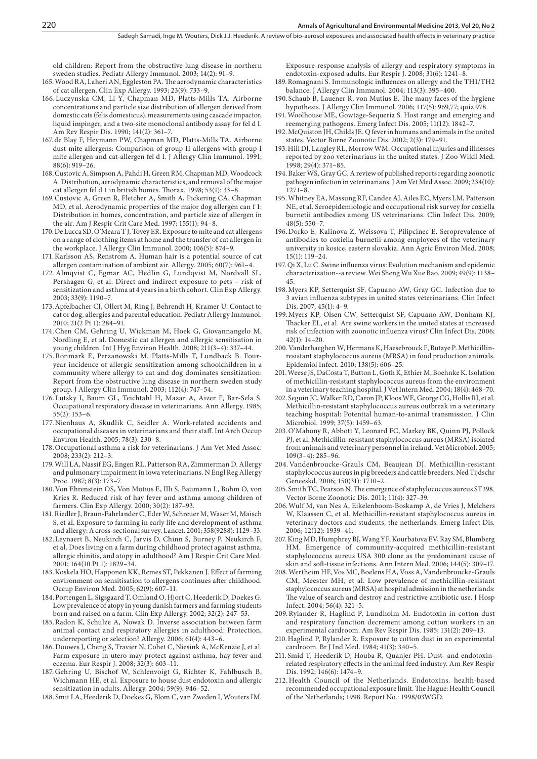old children: Report from the obstructive lung disease in northern sweden studies. Pediatr Allergy Immunol. 2003; 14(2): 91–9.

165. Wood RA, Laheri AN, Eggleston PA. The aerodynamic characteristics of cat allergen. Clin Exp Allergy. 1993; 23(9): 733–9.

166. Luczynska CM, Li Y, Chapman MD, Platts-Mills TA. Airborne concentrations and particle size distribution of allergen derived from domestic cats (felis domesticus). measurements using cascade impactor, liquid impinger, and a two-site monoclonal antibody assay for fel d I. Am Rev Respir Dis. 1990; 141(2): 361–7.

167. de Blay F, Heymann PW, Chapman MD, Platts-Mills TA. Airborne dust mite allergens: Comparison of group II allergens with group I mite allergen and cat-allergen fel d I. J Allergy Clin Immunol. 1991; 88(6): 919–26.

168. Custovic A, Simpson A, Pahdi H, Green RM, Chapman MD, Woodcock A. Distribution, aerodynamic characteristics, and removal of the major cat allergen fel d 1 in british homes. Thorax. 1998; 53(1): 33–8.

169. Custovic A, Green R, Fletcher A, Smith A, Pickering CA, Chapman MD, et al. Aerodynamic properties of the major dog allergen can f 1: Distribution in homes, concentration, and particle size of allergen in the air. Am J Respir Crit Care Med. 1997; 155(1): 94–8.

170. De Lucca SD, O'Meara T J, Tovey ER. Exposure to mite and cat allergens on a range of clothing items at home and the transfer of cat allergen in the workplace. J Allergy Clin Immunol. 2000; 106(5): 874–9.

171. Karlsson AS, Renstrom A. Human hair is a potential source of cat allergen contamination of ambient air. Allergy. 2005; 60(7): 961–4.

172. Almqvist C, Egmar AC, Hedlin G, Lundqvist M, Nordvall SL, Pershagen G, et al. Direct and indirect exposure to pets – risk of sensitization and asthma at 4 years in a birth cohort. Clin Exp Allergy. 2003; 33(9): 1190–7.

173. Apfelbacher CJ, Ollert M, Ring J, Behrendt H, Kramer U. Contact to cat or dog, allergies and parental education. Pediatr Allergy Immunol. 2010; 21(2 Pt 1): 284–91.

174. Chen CM, Gehring U, Wickman M, Hoek G, Giovannangelo M, Nordling E, et al. Domestic cat allergen and allergic sensitisation in young children. Int J Hyg Environ Health. 2008; 211(3–4): 337–44.

175. Ronmark E, Perzanowski M, Platts-Mills T, Lundback B. Four-year incidence of allergic sensitization among schoolchildren in a community where allergy to cat and dog dominates sensitization: Report from the obstructive lung disease in northern sweden study group. J Allergy Clin Immunol. 2003; 112(4): 747–54.

176. Lutsky I, Baum GL, Teichtahl H, Mazar A, Aizer F, Bar-Sela S. Occupational respiratory disease in veterinarians. Ann Allergy. 1985; 55(2): 153–6.

177. Nienhaus A, Skudlik C, Seidler A. Work-related accidents and occupational diseases in veterinarians and their staff. Int Arch Occup Environ Health. 2005; 78(3): 230–8.

178. Occupational asthma a risk for veterinarians. J Am Vet Med Assoc. 2008; 233(2): 212–3.

179. Will LA, Nassif EG, Engen RL, Patterson RA, Zimmerman D. Allergy and pulmonary impairment in iowa veterinarians. N Engl Reg Allergy Proc. 1987; 8(3): 173–7.

180. Von Ehrenstein OS, Von Mutius E, Illi S, Baumann L, Bohm O, von Kries R. Reduced risk of hay fever and asthma among children of farmers. Clin Exp Allergy. 2000; 30(2): 187–93.

181. Riedler J, Braun-Fahrlander C, Eder W, Schreuer M, Waser M, Maisch S, et al. Exposure to farming in early life and development of asthma and allergy: A cross-sectional survey. Lancet. 2001; 358(9288): 1129–33.

182. Leynaert B, Neukirch C, Jarvis D, Chinn S, Burney P, Neukirch F, et al. Does living on a farm during childhood protect against asthma, allergic rhinitis, and atopy in adulthood? Am J Respir Crit Care Med. 2001; 164(10 Pt 1): 1829–34.

183. Koskela HO, Happonen KK, Remes ST, Pekkanen J. Effect of farming environment on sensitisation to allergens continues after childhood. Occup Environ Med. 2005; 62(9): 607–11.

184. Portengen L, Sigsgaard T, Omland O, Hjort C, Heederik D, Doekes G. Low prevalence of atopy in young danish farmers and farming students born and raised on a farm. Clin Exp Allergy. 2002; 32(2): 247–53.

185. Radon K, Schulze A, Nowak D. Inverse association between farm animal contact and respiratory allergies in adulthood: Protection, underreporting or selection? Allergy. 2006; 61(4): 443–6.

186. Douwes J, Cheng S, Travier N, Cohet C, Niesink A, McKenzie J, et al. Farm exposure in utero may protect against asthma, hay fever and eczema. Eur Respir J. 2008; 32(3): 603–11.

187. Gehring U, Bischof W, Schlenvoigt G, Richter K, Fahlbusch B, Wichmann HE, et al. Exposure to house dust endotoxin and allergic sensitization in adults. Allergy. 2004; 59(9): 946–52.

188. Smit LA, Heederik D, Doekes G, Blom C, van Zweden I, Wouters IM. Exposure-response analysis of allergy and respiratory symptoms in endotoxin-exposed adults. Eur Respir J. 2008; 31(6): 1241–8.

189. Romagnani S. Immunologic influences on allergy and the TH1/TH2 balance. J Allergy Clin Immunol. 2004; 113(3): 395–400.

190. Schaub B, Lauener R, von Mutius E. The many faces of the hygiene hypothesis. J Allergy Clin Immunol. 2006; 117(5): 969,77; quiz 978.

191. Woolhouse ME, Gowtage-Sequeria S. Host range and emerging and reemerging pathogens. Emerg Infect Dis. 2005; 11(12): 1842–7.

192. McQuiston JH, Childs JE. Q fever in humans and animals in the united states. Vector Borne Zoonotic Dis. 2002; 2(3): 179–91.

193. Hill DJ, Langley RL, Morrow WM. Occupational injuries and illnesses reported by zoo veterinarians in the united states. J Zoo Wildl Med. 1998; 29(4): 371–85.

194. Baker WS, Gray GC. A review of published reports regarding zoonotic pathogen infection in veterinarians. J Am Vet Med Assoc. 2009; 234(10): 1271–8.

195. Whitney EA, Massung RF, Candee AJ, Ailes EC, Myers LM, Patterson NE, et al. Seroepidemiologic and occupational risk survey for coxiella burnetii antibodies among US veterinarians. Clin Infect Dis. 2009; 48(5): 550–7.

196. Dorko E, Kalinova Z, Weissova T, Pilipcinec E. Seroprevalence of antibodies to coxiella burnetii among employees of the veterinary university in kosice, eastern slovakia. Ann Agric Environ Med. 2008; 15(1): 119–24.

197. Qi X, Lu C. Swine influenza virus: Evolution mechanism and epidemic characterization--a review. Wei Sheng Wu Xue Bao. 2009; 49(9): 1138–45.

198. Myers KP, Setterquist SF, Capuano AW, Gray GC. Infection due to 3 avian influenza subtypes in united states veterinarians. Clin Infect Dis. 2007; 45(1): 4–9.

199. Myers KP, Olsen CW, Setterquist SF, Capuano AW, Donham KJ, Thacker EL, et al. Are swine workers in the united states at increased risk of infection with zoonotic influenza virus? Clin Infect Dis. 2006; 42(1): 14–20.

200. Vanderhaeghen W, Hermans K, Haesebrouck F, Butaye P. Methicillin-resistant staphylococcus aureus (MRSA) in food production animals. Epidemiol Infect. 2010; 138(5): 606–25.

201. Weese JS, DaCosta T, Button L, Goth K, Ethier M, Boehnke K. Isolation of methicillin-resistant staphylococcus aureus from the environment in a veterinary teaching hospital. J Vet Intern Med. 2004; 18(4): 468–70.

202. Seguin JC, Walker RD, Caron JP, Kloos WE, George CG, Hollis RJ, et al. Methicillin-resistant staphylococcus aureus outbreak in a veterinary teaching hospital: Potential human-to-animal transmission. J Clin Microbiol. 1999; 37(5): 1459–63.

203. O'Mahony R, Abbott Y, Leonard FC, Markey BK, Quinn PJ, Pollock PJ, et al. Methicillin-resistant staphylococcus aureus (MRSA) isolated from animals and veterinary personnel in ireland. Vet Microbiol. 2005; 109(3–4): 285–96.

204. Vandenbroucke-Grauls CM, Beaujean DJ. Methicillin-resistant staphylococcus aureus in pig breeders and cattle breeders. Ned Tijdschr Geneeskd. 2006; 150(31): 1710–2.

205. Smith TC, Pearson N. The emergence of staphylococcus aureus ST398. Vector Borne Zoonotic Dis. 2011; 11(4): 327–39.

206. Wulf M, van Nes A, Eikelenboom-Boskamp A, de Vries J, Melchers W, Klaassen C, et al. Methicillin-resistant staphylococcus aureus in veterinary doctors and students, the netherlands. Emerg Infect Dis. 2006; 12(12): 1939–41.

207. King MD, Humphrey BJ, Wang YF, Kourbatova EV, Ray SM, Blumberg HM. Emergence of community-acquired methicillin-resistant staphylococcus aureus USA 300 clone as the predominant cause of skin and soft-tissue infections. Ann Intern Med. 2006; 144(5): 309–17.

208. Wertheim HF, Vos MC, Boelens HA, Voss A, Vandenbroucke-Grauls CM, Meester MH, et al. Low prevalence of methicillin-resistant staphylococcus aureus (MRSA) at hospital admission in the netherlands: The value of search and destroy and restrictive antibiotic use. J Hosp Infect. 2004; 56(4): 321–5.

209. Rylander R, Haglind P, Lundholm M. Endotoxin in cotton dust and respiratory function decrement among cotton workers in an experimental cardroom. Am Rev Respir Dis. 1985; 131(2): 209–13.

210. Haglind P, Rylander R. Exposure to cotton dust in an experimental cardroom. Br J Ind Med. 1984; 41(3): 340–5.

211. Smid T, Heederik D, Houba R, Quanjer PH. Dust- and endotoxin-related respiratory effects in the animal feed industry. Am Rev Respir Dis. 1992; 146(6): 1474–9.

212. Health Council of the Netherlands. Endotoxins. health-based recommended occupational exposure limit. The Hague: Health Council of the Netherlands; 1998. Report No.: 1998/03WGD.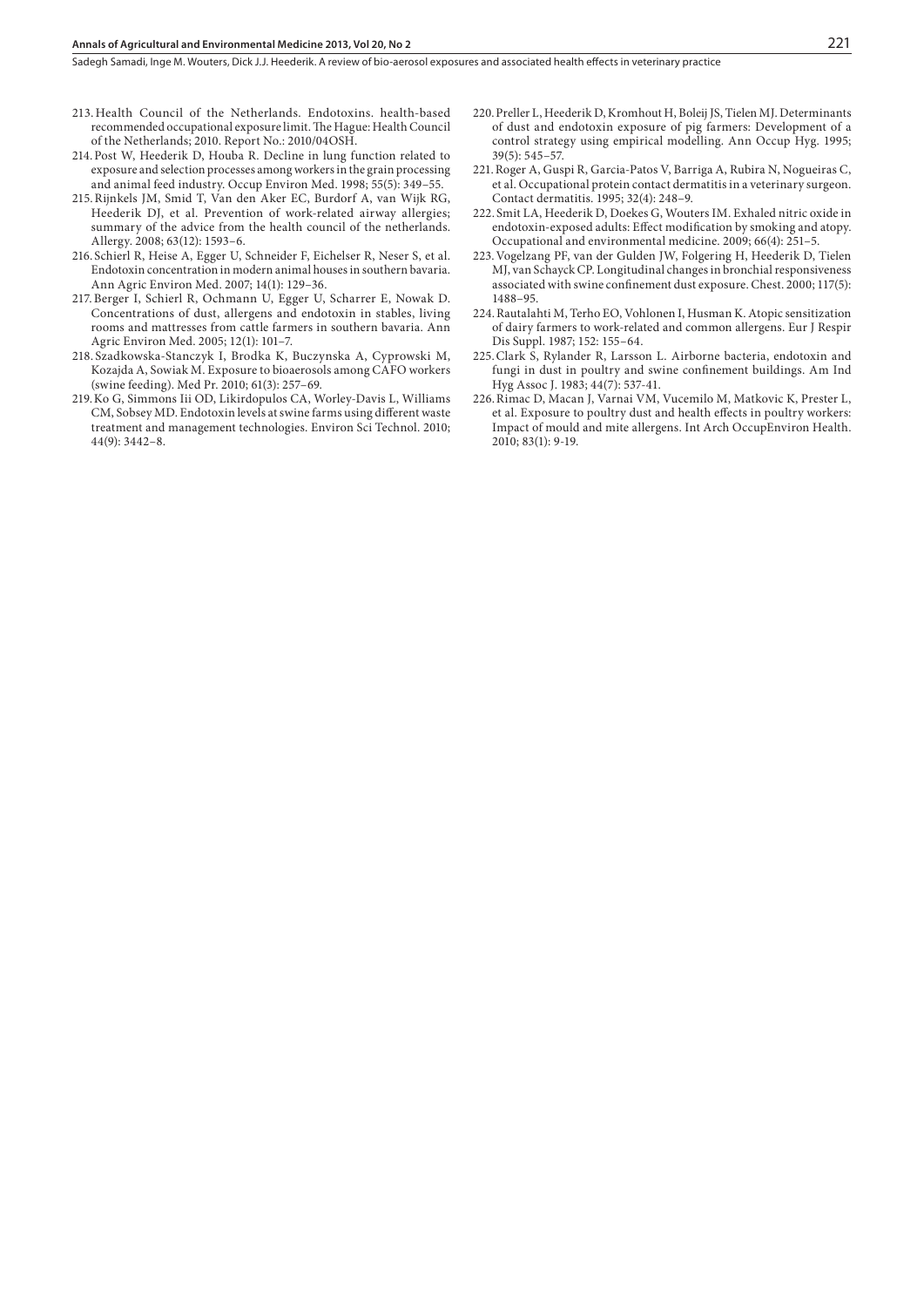213. Health Council of the Netherlands. Endotoxins. health-based recommended occupational exposure limit. The Hague: Health Council of the Netherlands; 2010. Report No.: 2010/04OSH.

214. Post W, Heederik D, Houba R. Decline in lung function related to exposure and selection processes among workers in the grain processing and animal feed industry. Occup Environ Med. 1998; 55(5): 349–55.

215. Rijnkels JM, Smid T, Van den Aker EC, Burdorf A, van Wijk RG, Heederik DJ, et al. Prevention of work-related airway allergies; summary of the advice from the health council of the netherlands. Allergy. 2008; 63(12): 1593–6.

216. Schierl R, Heise A, Egger U, Schneider F, Eichelser R, Neser S, et al. Endotoxin concentration in modern animal houses in southern bavaria. Ann Agric Environ Med. 2007; 14(1): 129–36.

217. Berger I, Schierl R, Ochmann U, Egger U, Scharrer E, Nowak D. Concentrations of dust, allergens and endotoxin in stables, living rooms and mattresses from cattle farmers in southern bavaria. Ann Agric Environ Med. 2005; 12(1): 101–7.

218. Szadkowska-Stanczyk I, Brodka K, Buczynska A, Cyprowski M, Kozajda A, Sowiak M. Exposure to bioaerosols among CAFO workers (swine feeding). Med Pr. 2010; 61(3): 257–69.

219. Ko G, Simmons Iii OD, Likirdopulos CA, Worley-Davis L, Williams CM, Sobsey MD. Endotoxin levels at swine farms using different waste treatment and management technologies. Environ Sci Technol. 2010; 44(9): 3442–8.

220. Preller L, Heederik D, Kromhout H, Boleij JS, Tielen MJ. Determinants of dust and endotoxin exposure of pig farmers: Development of a control strategy using empirical modelling. Ann Occup Hyg. 1995; 39(5): 545–57.

221. Roger A, Guspi R, Garcia-Patos V, Barriga A, Rubira N, Nogueiras C, et al. Occupational protein contact dermatitis in a veterinary surgeon. Contact dermatitis. 1995; 32(4): 248–9.

222. Smit LA, Heederik D, Doekes G, Wouters IM. Exhaled nitric oxide in endotoxin-exposed adults: Effect modification by smoking and atopy. Occupational and environmental medicine. 2009; 66(4): 251–5.

223. Vogelzang PF, van der Gulden JW, Folgering H, Heederik D, Tielen MJ, van Schayck CP. Longitudinal changes in bronchial responsiveness associated with swine confinement dust exposure. Chest. 2000; 117(5): 1488–95.

224. Rautalahti M, Terho EO, Vohlonen I, Husman K. Atopic sensitization of dairy farmers to work-related and common allergens. Eur J Respir Dis Suppl. 1987; 152: 155–64.

225. Clark S, Rylander R, Larsson L. Airborne bacteria, endotoxin and fungi in dust in poultry and swine confinement buildings. Am Ind Hyg Assoc J. 1983; 44(7): 537-41.

226. Rimac D, Macan J, Varnai VM, Vucemilo M, Matkovic K, Prester L, et al. Exposure to poultry dust and health effects in poultry workers: Impact of mould and mite allergens. Int Arch OccupEnviron Health. 2010; 83(1): 9-19.